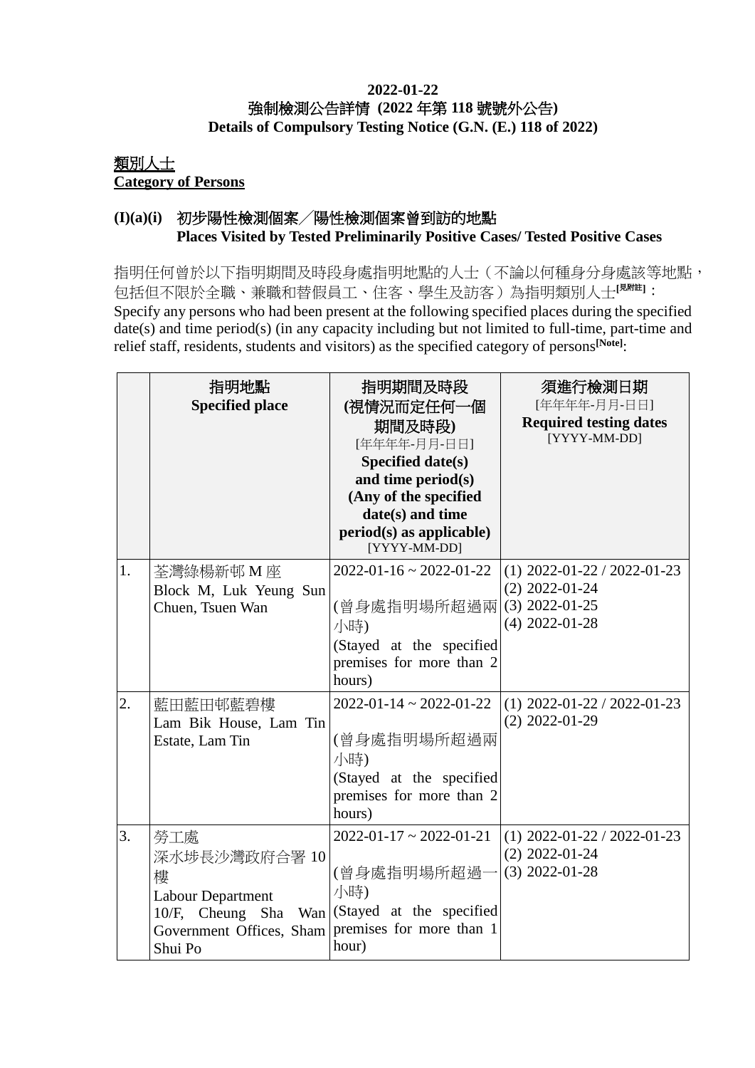**2022-01-22**
**強制檢測公告詳情 (2022 年第 118 號號外公告)**
**Details of Compulsory Testing Notice (G.N. (E.) 118 of 2022)**

**類別人士**
**Category of Persons**

**(I)(a)(i) 初步陽性檢測個案╱陽性檢測個案曾到訪的地點**
**Places Visited by Tested Preliminarily Positive Cases/ Tested Positive Cases**

指明任何曾於以下指明期間及時段身處指明地點的人士（不論以何種身分身處該等地點，包括但不限於全職、兼職和替假員工、住客、學生及訪客）為指明類別人士[見附註]：
Specify any persons who had been present at the following specified places during the specified date(s) and time period(s) (in any capacity including but not limited to full-time, part-time and relief staff, residents, students and visitors) as the specified category of persons[Note]:

| | 指明地點 **Specified place** | 指明期間及時段 (視情況而定任何一個期間及時段) [年年年年-月月-日日] **Specified date(s) and time period(s) (Any of the specified date(s) and time period(s) as applicable)** [YYYY-MM-DD] | 須進行檢測日期 [年年年年-月月-日日] **Required testing dates** [YYYY-MM-DD] |
|---|---|---|---|
| 1. | 荃灣綠楊新邨 M 座 Block M, Luk Yeung Sun Chuen, Tsuen Wan | 2022-01-16 ~ 2022-01-22 (曾身處指明場所超過兩小時) (Stayed at the specified premises for more than 2 hours) | (1) 2022-01-22 / 2022-01-23 (2) 2022-01-24 (3) 2022-01-25 (4) 2022-01-28 |
| 2. | 藍田藍田邨藍碧樓 Lam Bik House, Lam Tin Estate, Lam Tin | 2022-01-14 ~ 2022-01-22 (曾身處指明場所超過兩小時) (Stayed at the specified premises for more than 2 hours) | (1) 2022-01-22 / 2022-01-23 (2) 2022-01-29 |
| 3. | 勞工處 深水埗長沙灣政府合署 10 樓 Labour Department 10/F, Cheung Sha Wan Government Offices, Sham Shui Po | 2022-01-17 ~ 2022-01-21 (曾身處指明場所超過一小時) (Stayed at the specified premises for more than 1 hour) | (1) 2022-01-22 / 2022-01-23 (2) 2022-01-24 (3) 2022-01-28 |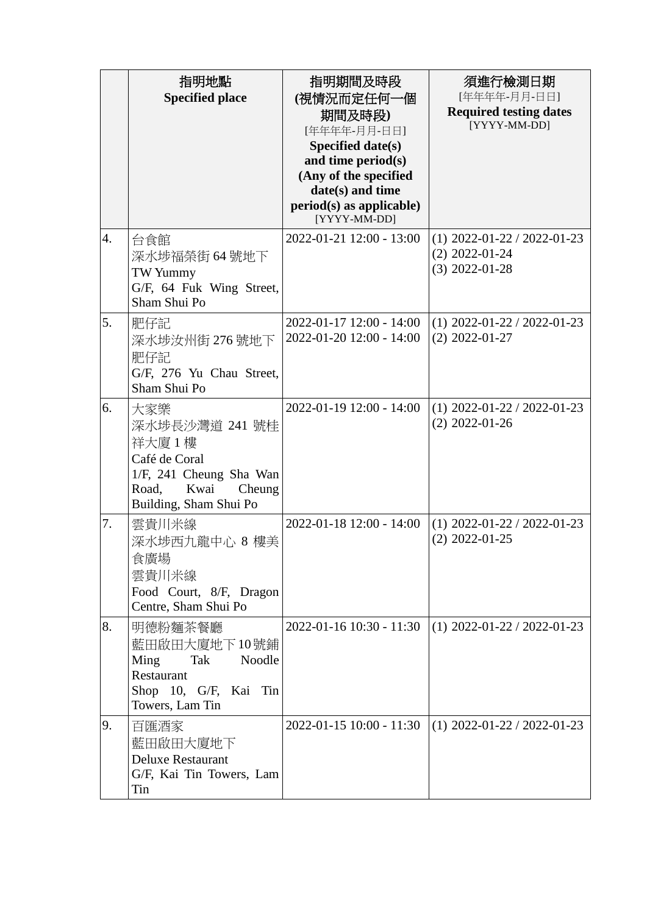| | 指明地點<br>**Specified place** | 指明期間及時段<br>**(視情況而定任何一個期間及時段)**<br>[年年年年-月月-日日]<br>**Specified date(s) and time period(s) (Any of the specified date(s) and time period(s) as applicable)**<br>[YYYY-MM-DD] | 須進行檢測日期<br>[年年年年-月月-日日]<br>**Required testing dates**<br>[YYYY-MM-DD] |
|---|---|---|---|
| 4. | 台食館<br>深水埗福榮街 64 號地下<br>TW Yummy<br>G/F, 64 Fuk Wing Street, Sham Shui Po | 2022-01-21 12:00 - 13:00 | (1) 2022-01-22 / 2022-01-23<br>(2) 2022-01-24<br>(3) 2022-01-28 |
| 5. | 肥仔記<br>深水埗汝州街 276 號地下<br>肥仔記<br>G/F, 276 Yu Chau Street, Sham Shui Po | 2022-01-17 12:00 - 14:00<br>2022-01-20 12:00 - 14:00 | (1) 2022-01-22 / 2022-01-23<br>(2) 2022-01-27 |
| 6. | 大家樂<br>深水埗長沙灣道 241 號桂祥大廈 1 樓<br>Café de Coral<br>1/F, 241 Cheung Sha Wan Road, Kwai Cheung Building, Sham Shui Po | 2022-01-19 12:00 - 14:00 | (1) 2022-01-22 / 2022-01-23<br>(2) 2022-01-26 |
| 7. | 雲貴川米線<br>深水埗西九龍中心 8 樓美食廣場<br>雲貴川米線<br>Food Court, 8/F, Dragon Centre, Sham Shui Po | 2022-01-18 12:00 - 14:00 | (1) 2022-01-22 / 2022-01-23<br>(2) 2022-01-25 |
| 8. | 明德粉麵茶餐廳<br>藍田啟田大廈地下10號鋪<br>Ming Tak Noodle Restaurant<br>Shop 10, G/F, Kai Tin Towers, Lam Tin | 2022-01-16 10:30 - 11:30 | (1) 2022-01-22 / 2022-01-23 |
| 9. | 百匯酒家<br>藍田啟田大廈地下<br>Deluxe Restaurant<br>G/F, Kai Tin Towers, Lam Tin | 2022-01-15 10:00 - 11:30 | (1) 2022-01-22 / 2022-01-23 |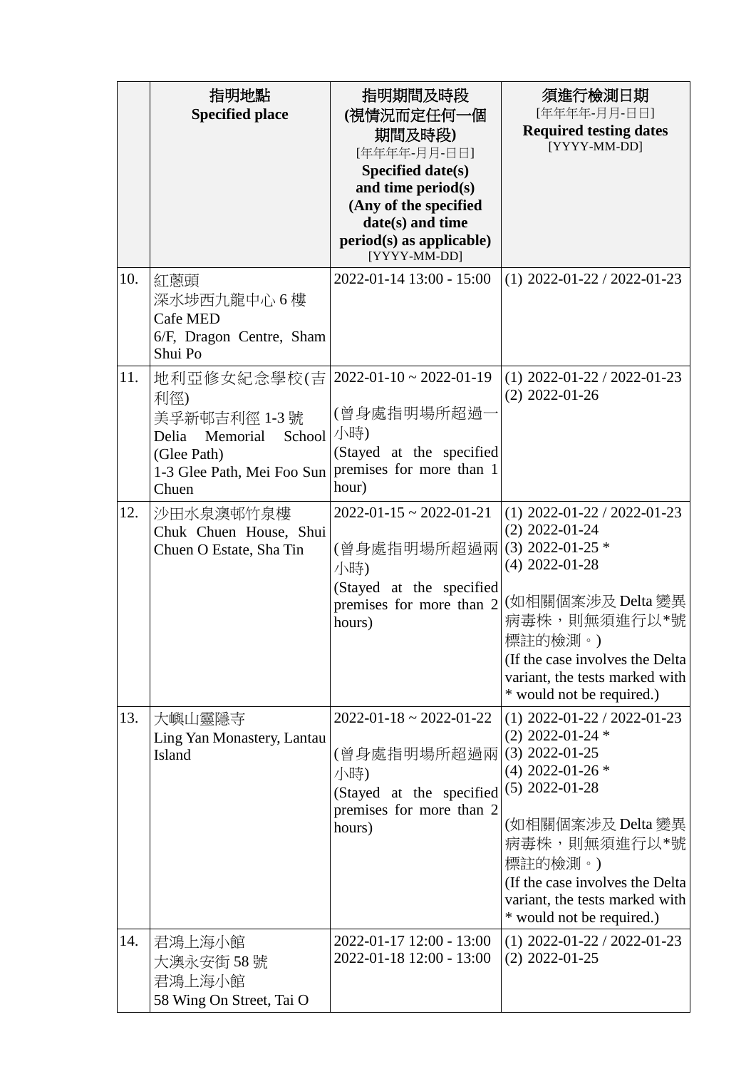| | 指明地點<br>**Specified place** | 指明期間及時段<br>**(視情況而定任何一個期間及時段)**<br>[年年年年-月月-日日]<br>**Specified date(s) and time period(s) (Any of the specified date(s) and time period(s) as applicable)**<br>[YYYY-MM-DD] | 須進行檢測日期<br>[年年年年-月月-日日]<br>**Required testing dates**<br>[YYYY-MM-DD] |
|---|---|---|---|
| 10. | 紅蔥頭<br>深水埗西九龍中心 6 樓<br>Cafe MED<br>6/F, Dragon Centre, Sham Shui Po | 2022-01-14 13:00 - 15:00 | (1) 2022-01-22 / 2022-01-23 |
| 11. | 地利亞修女紀念學校(吉利徑)<br>美孚新邨吉利徑 1-3 號<br>Delia Memorial School (Glee Path)<br>1-3 Glee Path, Mei Foo Sun Chuen | 2022-01-10 ~ 2022-01-19<br><br>(曾身處指明場所超過一小時)<br>(Stayed at the specified premises for more than 1 hour) | (1) 2022-01-22 / 2022-01-23<br>(2) 2022-01-26 |
| 12. | 沙田水泉澳邨竹泉樓<br>Chuk Chuen House, Shui Chuen O Estate, Sha Tin | 2022-01-15 ~ 2022-01-21<br><br>(曾身處指明場所超過兩小時)<br>(Stayed at the specified premises for more than 2 hours) | (1) 2022-01-22 / 2022-01-23<br>(2) 2022-01-24<br>(3) 2022-01-25 *<br>(4) 2022-01-28<br><br>(如相關個案涉及 Delta 變異病毒株，則無須進行以*號標註的檢測。)<br>(If the case involves the Delta variant, the tests marked with * would not be required.) |
| 13. | 大嶼山靈隱寺<br>Ling Yan Monastery, Lantau Island | 2022-01-18 ~ 2022-01-22<br><br>(曾身處指明場所超過兩小時)<br>(Stayed at the specified premises for more than 2 hours) | (1) 2022-01-22 / 2022-01-23<br>(2) 2022-01-24 *<br>(3) 2022-01-25<br>(4) 2022-01-26 *<br>(5) 2022-01-28<br><br>(如相關個案涉及 Delta 變異病毒株，則無須進行以*號標註的檢測。)<br>(If the case involves the Delta variant, the tests marked with * would not be required.) |
| 14. | 君鴻上海小館<br>大澳永安街 58 號<br>君鴻上海小館<br>58 Wing On Street, Tai O | 2022-01-17 12:00 - 13:00<br>2022-01-18 12:00 - 13:00 | (1) 2022-01-22 / 2022-01-23<br>(2) 2022-01-25 |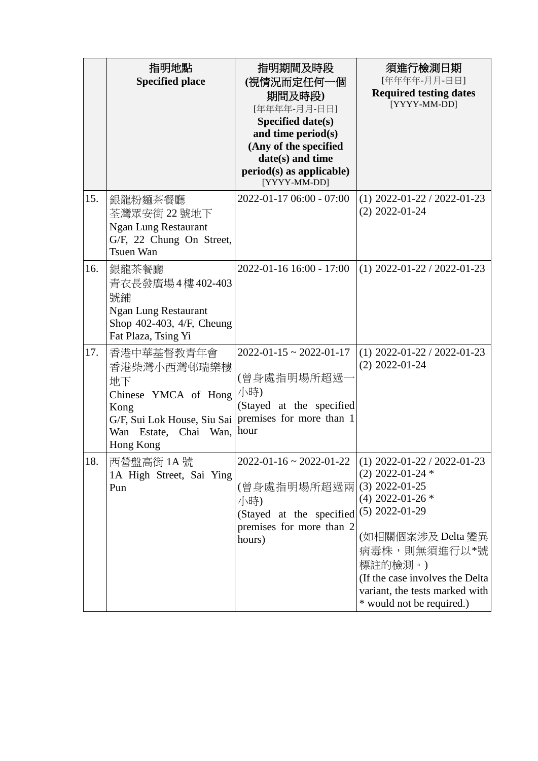| | 指明地點<br>**Specified place** | 指明期間及時段<br>**(視情況而定任何一個期間及時段)**<br>[年年年年-月月-日日]<br>**Specified date(s) and time period(s) (Any of the specified date(s) and time period(s) as applicable)**<br>[YYYY-MM-DD] | 須進行檢測日期<br>[年年年年-月月-日日]<br>**Required testing dates**<br>[YYYY-MM-DD] |
|---|---|---|---|
| 15. | 銀龍粉麵茶餐廳<br>荃灣眾安街 22 號地下<br>Ngan Lung Restaurant<br>G/F, 22 Chung On Street, Tsuen Wan | 2022-01-17 06:00 - 07:00 | (1) 2022-01-22 / 2022-01-23<br>(2) 2022-01-24 |
| 16. | 銀龍茶餐廳<br>青衣長發廣場 4 樓 402-403 號鋪<br>Ngan Lung Restaurant<br>Shop 402-403, 4/F, Cheung Fat Plaza, Tsing Yi | 2022-01-16 16:00 - 17:00 | (1) 2022-01-22 / 2022-01-23 |
| 17. | 香港中華基督教青年會<br>香港柴灣小西灣邨瑞樂樓地下<br>Chinese YMCA of Hong Kong<br>G/F, Sui Lok House, Siu Sai Wan Estate, Chai Wan, Hong Kong | 2022-01-15 ~ 2022-01-17<br><br>(曾身處指明場所超過一小時)<br>(Stayed at the specified premises for more than 1 hour | (1) 2022-01-22 / 2022-01-23<br>(2) 2022-01-24 |
| 18. | 西營盤高街 1A 號<br>1A High Street, Sai Ying Pun | 2022-01-16 ~ 2022-01-22<br><br>(曾身處指明場所超過兩小時)<br>(Stayed at the specified premises for more than 2 hours) | (1) 2022-01-22 / 2022-01-23<br>(2) 2022-01-24 *<br>(3) 2022-01-25<br>(4) 2022-01-26 *<br>(5) 2022-01-29<br><br>(如相關個案涉及 Delta 變異病毒株，則無須進行以*號標註的檢測。)<br>(If the case involves the Delta variant, the tests marked with * would not be required.) |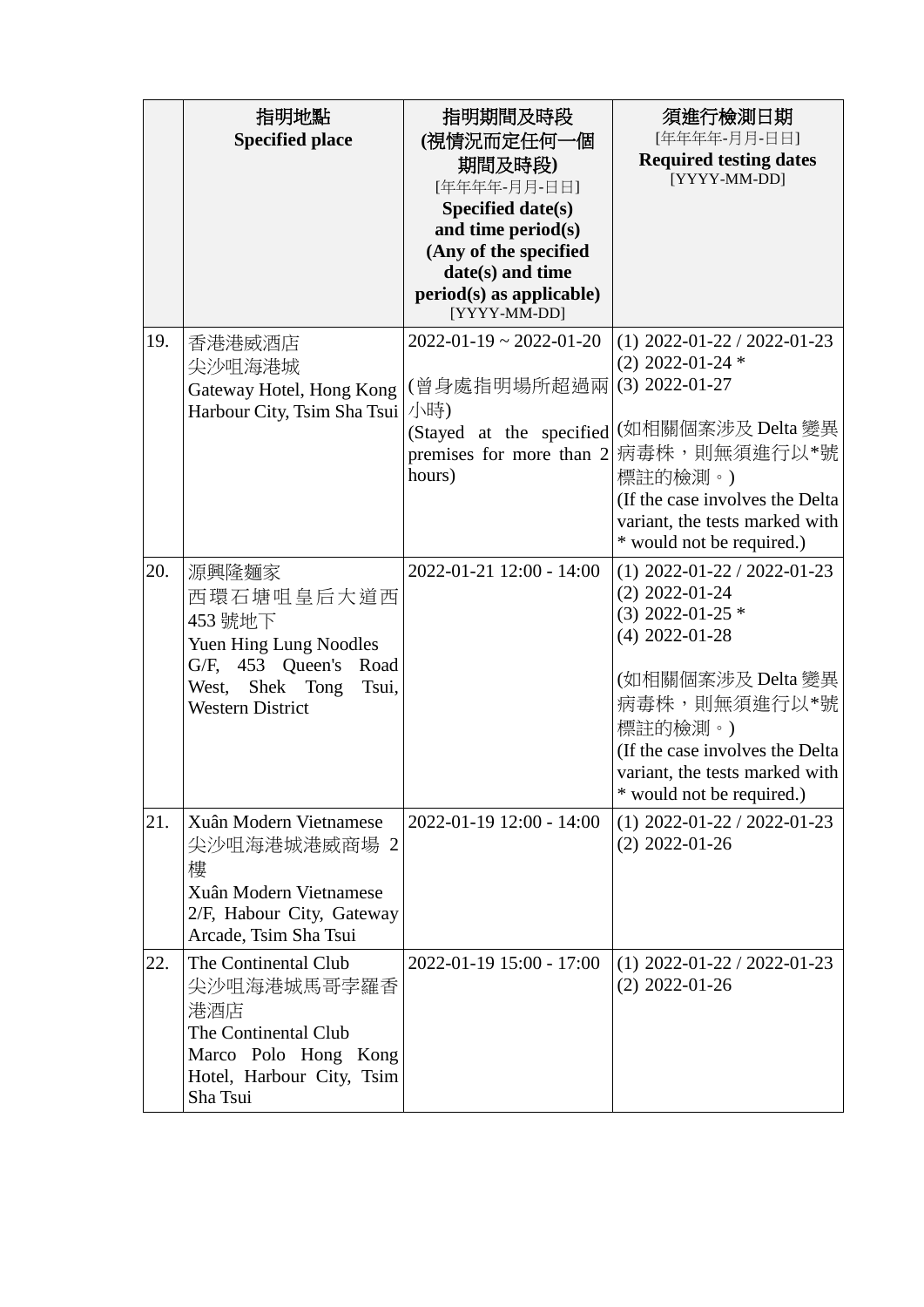| | 指明地點<br>**Specified place** | 指明期間及時段<br>**(視情況而定任何一個期間及時段)**<br>[年年年年-月月-日日]<br>**Specified date(s) and time period(s) (Any of the specified date(s) and time period(s) as applicable)**<br>[YYYY-MM-DD] | 須進行檢測日期<br>[年年年年-月月-日日]<br>**Required testing dates**<br>[YYYY-MM-DD] |
|---|---|---|---|
| 19. | 香港港威酒店<br>尖沙咀海港城<br>Gateway Hotel, Hong Kong<br>Harbour City, Tsim Sha Tsui | 2022-01-19 ~ 2022-01-20<br><br>(曾身處指明場所超過兩小時)<br>(Stayed at the specified premises for more than 2 hours) | (1) 2022-01-22 / 2022-01-23<br>(2) 2022-01-24 *<br>(3) 2022-01-27<br><br>(如相關個案涉及 Delta 變異病毒株，則無須進行以*號標註的檢測。)<br>(If the case involves the Delta variant, the tests marked with * would not be required.) |
| 20. | 源興隆麵家<br>西環石塘咀皇后大道西453號地下<br>Yuen Hing Lung Noodles<br>G/F, 453 Queen's Road West, Shek Tong Tsui, Western District | 2022-01-21 12:00 - 14:00 | (1) 2022-01-22 / 2022-01-23<br>(2) 2022-01-24<br>(3) 2022-01-25 *<br>(4) 2022-01-28<br><br>(如相關個案涉及 Delta 變異病毒株，則無須進行以*號標註的檢測。)<br>(If the case involves the Delta variant, the tests marked with * would not be required.) |
| 21. | Xuân Modern Vietnamese<br>尖沙咀海港城港威商場 2樓<br>Xuân Modern Vietnamese<br>2/F, Habour City, Gateway Arcade, Tsim Sha Tsui | 2022-01-19 12:00 - 14:00 | (1) 2022-01-22 / 2022-01-23<br>(2) 2022-01-26 |
| 22. | The Continental Club<br>尖沙咀海港城馬哥孛羅香港酒店<br>The Continental Club<br>Marco Polo Hong Kong Hotel, Harbour City, Tsim Sha Tsui | 2022-01-19 15:00 - 17:00 | (1) 2022-01-22 / 2022-01-23<br>(2) 2022-01-26 |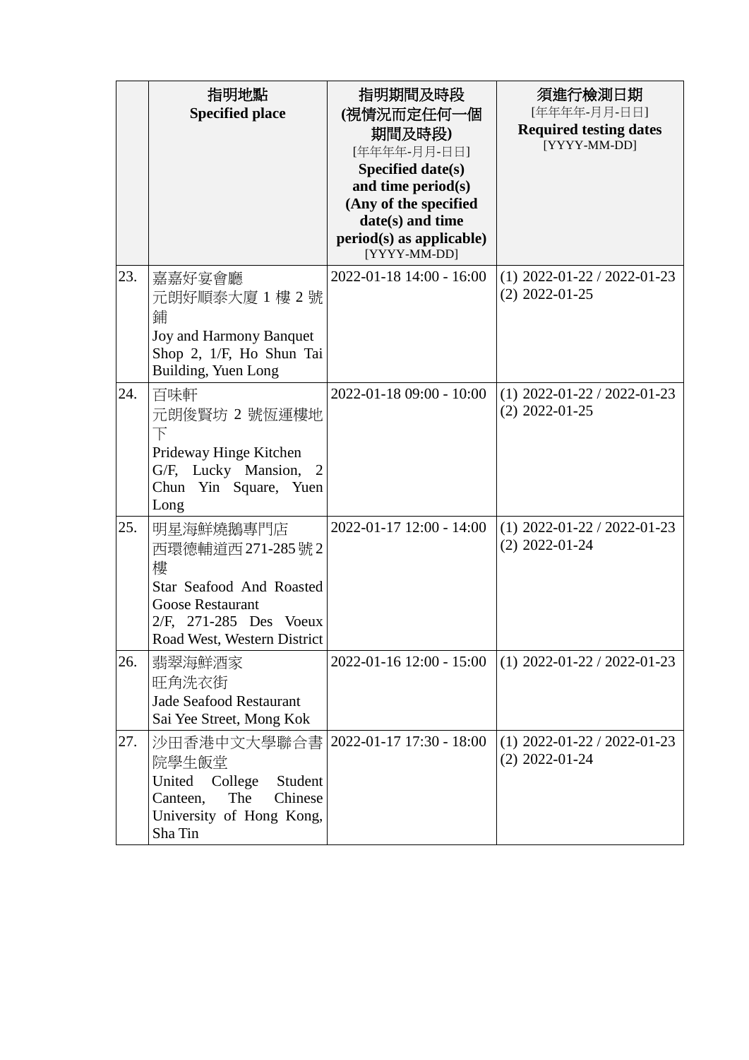|  | 指明地點<br>**Specified place** | **指明期間及時段**<br>**(視情況而定任何一個期間及時段)**<br>[年年年年-月月-日日]<br>**Specified date(s) and time period(s)**<br>**(Any of the specified date(s) and time period(s) as applicable)**<br>[YYYY-MM-DD] | **須進行檢測日期**<br>[年年年年-月月-日日]<br>**Required testing dates**<br>[YYYY-MM-DD] |
|---|---|---|---|
| 23. | 嘉嘉好宴會廳<br>元朗好順泰大廈 1 樓 2 號鋪<br>Joy and Harmony Banquet<br>Shop 2, 1/F, Ho Shun Tai Building, Yuen Long | 2022-01-18 14:00 - 16:00 | (1) 2022-01-22 / 2022-01-23<br>(2) 2022-01-25 |
| 24. | 百味軒<br>元朗俊賢坊 2 號恆運樓地下<br>Prideway Hinge Kitchen<br>G/F, Lucky Mansion, 2 Chun Yin Square, Yuen Long | 2022-01-18 09:00 - 10:00 | (1) 2022-01-22 / 2022-01-23<br>(2) 2022-01-25 |
| 25. | 明星海鮮燒鵝專門店<br>西環德輔道西 271-285 號 2 樓<br>Star Seafood And Roasted Goose Restaurant<br>2/F, 271-285 Des Voeux Road West, Western District | 2022-01-17 12:00 - 14:00 | (1) 2022-01-22 / 2022-01-23<br>(2) 2022-01-24 |
| 26. | 翡翠海鮮酒家<br>旺角洗衣街<br>Jade Seafood Restaurant<br>Sai Yee Street, Mong Kok | 2022-01-16 12:00 - 15:00 | (1) 2022-01-22 / 2022-01-23 |
| 27. | 沙田香港中文大學聯合書院學生飯堂<br>United College Student Canteen, The Chinese University of Hong Kong, Sha Tin | 2022-01-17 17:30 - 18:00 | (1) 2022-01-22 / 2022-01-23<br>(2) 2022-01-24 |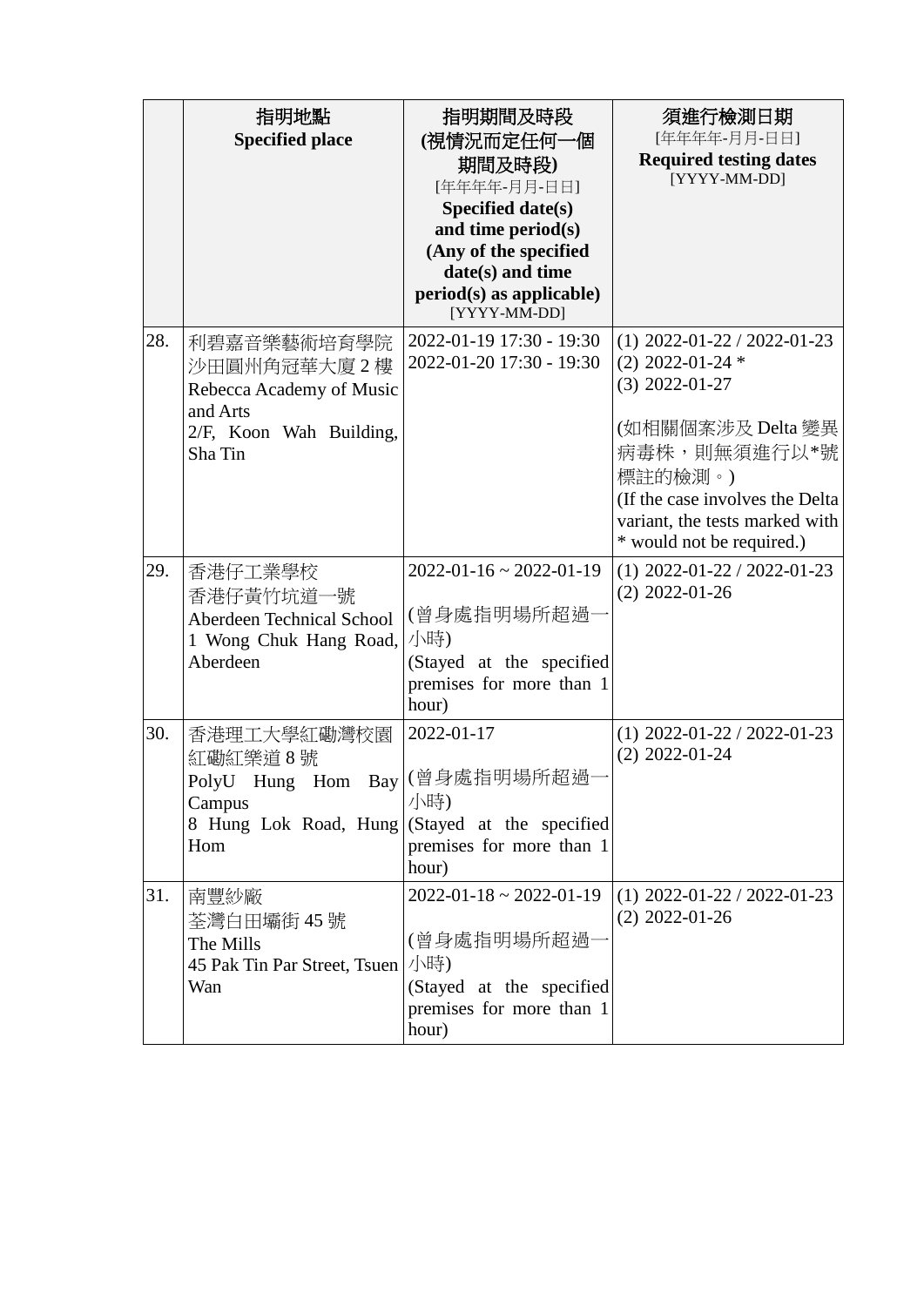|  | 指明地點<br>**Specified place** | 指明期間及時段<br>**(視情況而定任何一個期間及時段)**<br>[年年年年-月月-日日]<br>**Specified date(s) and time period(s) (Any of the specified date(s) and time period(s) as applicable)**<br>[YYYY-MM-DD] | 須進行檢測日期<br>[年年年年-月月-日日]<br>**Required testing dates**<br>[YYYY-MM-DD] |
|---|---|---|---|
| 28. | 利碧嘉音樂藝術培育學院<br>沙田圓州角冠華大廈 2 樓<br>Rebecca Academy of Music and Arts<br>2/F, Koon Wah Building, Sha Tin | 2022-01-19 17:30 - 19:30<br>2022-01-20 17:30 - 19:30 | (1) 2022-01-22 / 2022-01-23<br>(2) 2022-01-24 *<br>(3) 2022-01-27<br><br>(如相關個案涉及 Delta 變異病毒株，則無須進行以*號標註的檢測。)<br>(If the case involves the Delta variant, the tests marked with * would not be required.) |
| 29. | 香港仔工業學校<br>香港仔黃竹坑道一號<br>Aberdeen Technical School<br>1 Wong Chuk Hang Road, Aberdeen | 2022-01-16 ~ 2022-01-19<br><br>(曾身處指明場所超過一小時)<br>(Stayed at the specified premises for more than 1 hour) | (1) 2022-01-22 / 2022-01-23<br>(2) 2022-01-26 |
| 30. | 香港理工大學紅磡灣校園<br>紅磡紅樂道 8 號<br>PolyU Hung Hom Bay Campus<br>8 Hung Lok Road, Hung Hom | 2022-01-17<br><br>(曾身處指明場所超過一小時)<br>(Stayed at the specified premises for more than 1 hour) | (1) 2022-01-22 / 2022-01-23<br>(2) 2022-01-24 |
| 31. | 南豐紗廠<br>荃灣白田壩街 45 號<br>The Mills<br>45 Pak Tin Par Street, Tsuen Wan | 2022-01-18 ~ 2022-01-19<br><br>(曾身處指明場所超過一小時)<br>(Stayed at the specified premises for more than 1 hour) | (1) 2022-01-22 / 2022-01-23<br>(2) 2022-01-26 |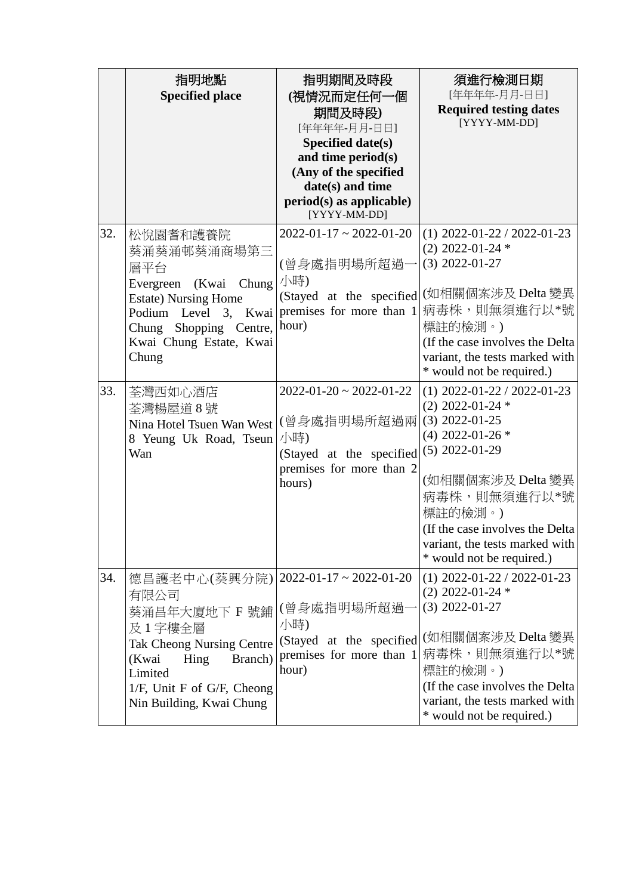| | 指明地點<br>**Specified place** | 指明期間及時段<br>**(視情況而定任何一個期間及時段)**<br>[年年年年-月月-日日]<br>**Specified date(s) and time period(s) (Any of the specified date(s) and time period(s) as applicable)**<br>[YYYY-MM-DD] | 須進行檢測日期<br>[年年年年-月月-日日]<br>**Required testing dates**<br>[YYYY-MM-DD] |
|---|---|---|---|
| 32. | 松悅園耆和護養院<br>葵涌葵涌邨葵涌商場第三層平台<br>Evergreen (Kwai Chung Estate) Nursing Home<br>Podium Level 3, Kwai Chung Shopping Centre, Kwai Chung Estate, Kwai Chung | 2022-01-17 ~ 2022-01-20<br><br>(曾身處指明場所超過一小時)<br>(Stayed at the specified premises for more than 1 hour) | (1) 2022-01-22 / 2022-01-23<br>(2) 2022-01-24 *<br>(3) 2022-01-27<br><br>(如相關個案涉及 Delta 變異病毒株，則無須進行以*號標註的檢測。)<br>(If the case involves the Delta variant, the tests marked with * would not be required.) |
| 33. | 荃灣西如心酒店<br>荃灣楊屋道 8 號<br>Nina Hotel Tsuen Wan West<br>8 Yeung Uk Road, Tsuen Wan | 2022-01-20 ~ 2022-01-22<br><br>(曾身處指明場所超過兩小時)<br>(Stayed at the specified premises for more than 2 hours) | (1) 2022-01-22 / 2022-01-23<br>(2) 2022-01-24 *<br>(3) 2022-01-25<br>(4) 2022-01-26 *<br>(5) 2022-01-29<br><br>(如相關個案涉及 Delta 變異病毒株，則無須進行以*號標註的檢測。)<br>(If the case involves the Delta variant, the tests marked with * would not be required.) |
| 34. | 德昌護老中心(葵興分院)有限公司<br>葵涌昌年大廈地下 F 號鋪及 1 字樓全層<br>Tak Cheong Nursing Centre (Kwai Hing Branch) Limited<br>1/F, Unit F of G/F, Cheong Nin Building, Kwai Chung | 2022-01-17 ~ 2022-01-20<br><br>(曾身處指明場所超過一小時)<br>(Stayed at the specified premises for more than 1 hour) | (1) 2022-01-22 / 2022-01-23<br>(2) 2022-01-24 *<br>(3) 2022-01-27<br><br>(如相關個案涉及 Delta 變異病毒株，則無須進行以*號標註的檢測。)<br>(If the case involves the Delta variant, the tests marked with * would not be required.) |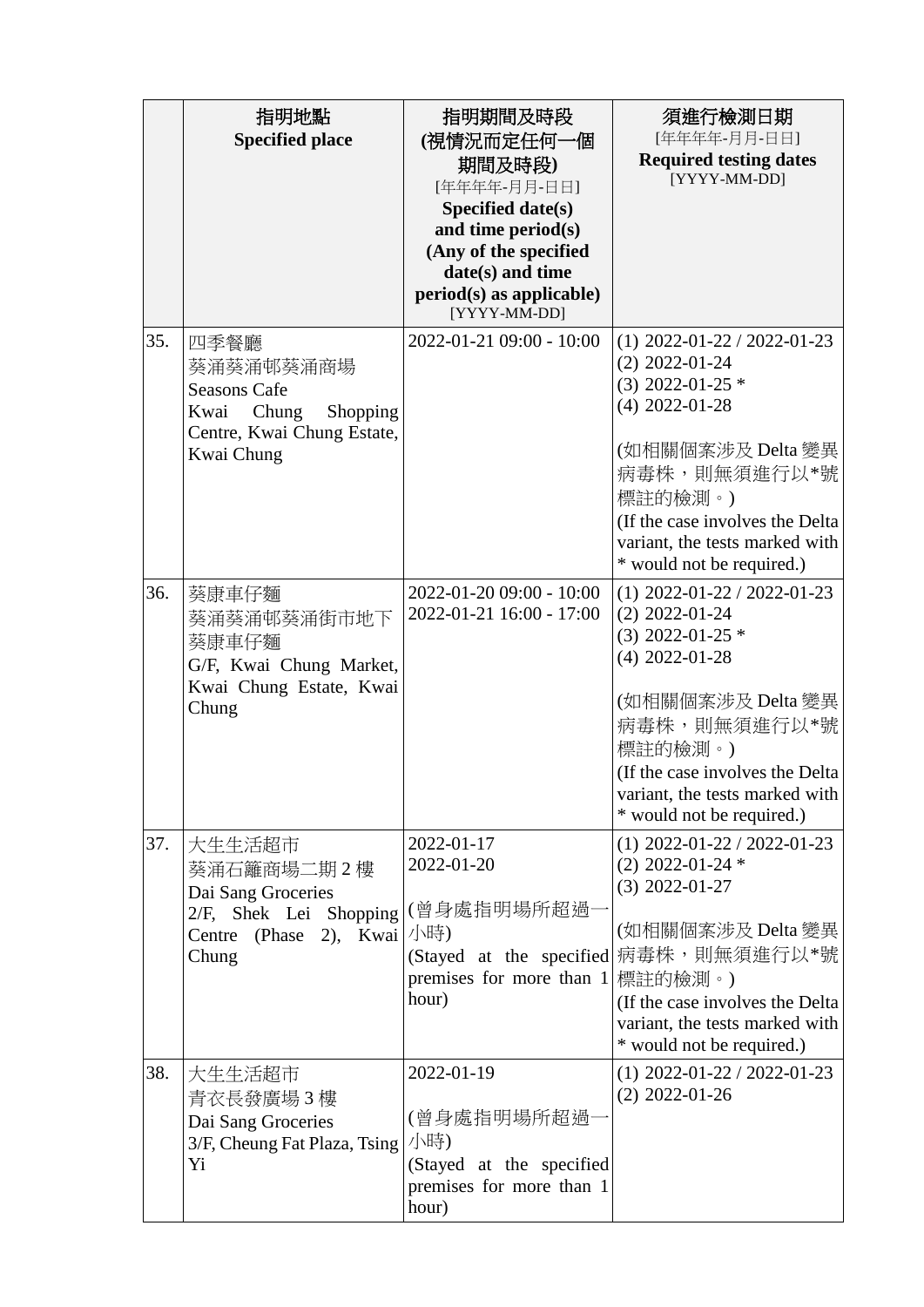| | 指明地點<br>**Specified place** | 指明期間及時段<br>**(視情況而定任何一個期間及時段)**<br>[年年年年-月月-日日]<br>**Specified date(s) and time period(s) (Any of the specified date(s) and time period(s) as applicable)**<br>[YYYY-MM-DD] | 須進行檢測日期<br>[年年年年-月月-日日]<br>**Required testing dates**<br>[YYYY-MM-DD] |
|---|---|---|---|
| 35. | 四季餐廳<br>葵涌葵涌邨葵涌商場<br>Seasons Cafe<br>Kwai Chung Shopping Centre, Kwai Chung Estate, Kwai Chung | 2022-01-21 09:00 - 10:00 | (1) 2022-01-22 / 2022-01-23<br>(2) 2022-01-24<br>(3) 2022-01-25 *<br>(4) 2022-01-28<br><br>(如相關個案涉及 Delta 變異病毒株，則無須進行以*號標註的檢測。)<br>(If the case involves the Delta variant, the tests marked with * would not be required.) |
| 36. | 葵康車仔麵<br>葵涌葵涌邨葵涌街市地下葵康車仔麵<br>G/F, Kwai Chung Market, Kwai Chung Estate, Kwai Chung | 2022-01-20 09:00 - 10:00<br>2022-01-21 16:00 - 17:00 | (1) 2022-01-22 / 2022-01-23<br>(2) 2022-01-24<br>(3) 2022-01-25 *<br>(4) 2022-01-28<br><br>(如相關個案涉及 Delta 變異病毒株，則無須進行以*號標註的檢測。)<br>(If the case involves the Delta variant, the tests marked with * would not be required.) |
| 37. | 大生生活超市<br>葵涌石籬商場二期 2 樓<br>Dai Sang Groceries<br>2/F, Shek Lei Shopping Centre (Phase 2), Kwai Chung | 2022-01-17<br>2022-01-20<br><br>(曾身處指明場所超過一小時)<br>(Stayed at the specified premises for more than 1 hour) | (1) 2022-01-22 / 2022-01-23<br>(2) 2022-01-24 *<br>(3) 2022-01-27<br><br>(如相關個案涉及 Delta 變異病毒株，則無須進行以*號標註的檢測。)<br>(If the case involves the Delta variant, the tests marked with * would not be required.) |
| 38. | 大生生活超市<br>青衣長發廣場 3 樓<br>Dai Sang Groceries<br>3/F, Cheung Fat Plaza, Tsing Yi | 2022-01-19<br><br>(曾身處指明場所超過一小時)<br>(Stayed at the specified premises for more than 1 hour) | (1) 2022-01-22 / 2022-01-23<br>(2) 2022-01-26 |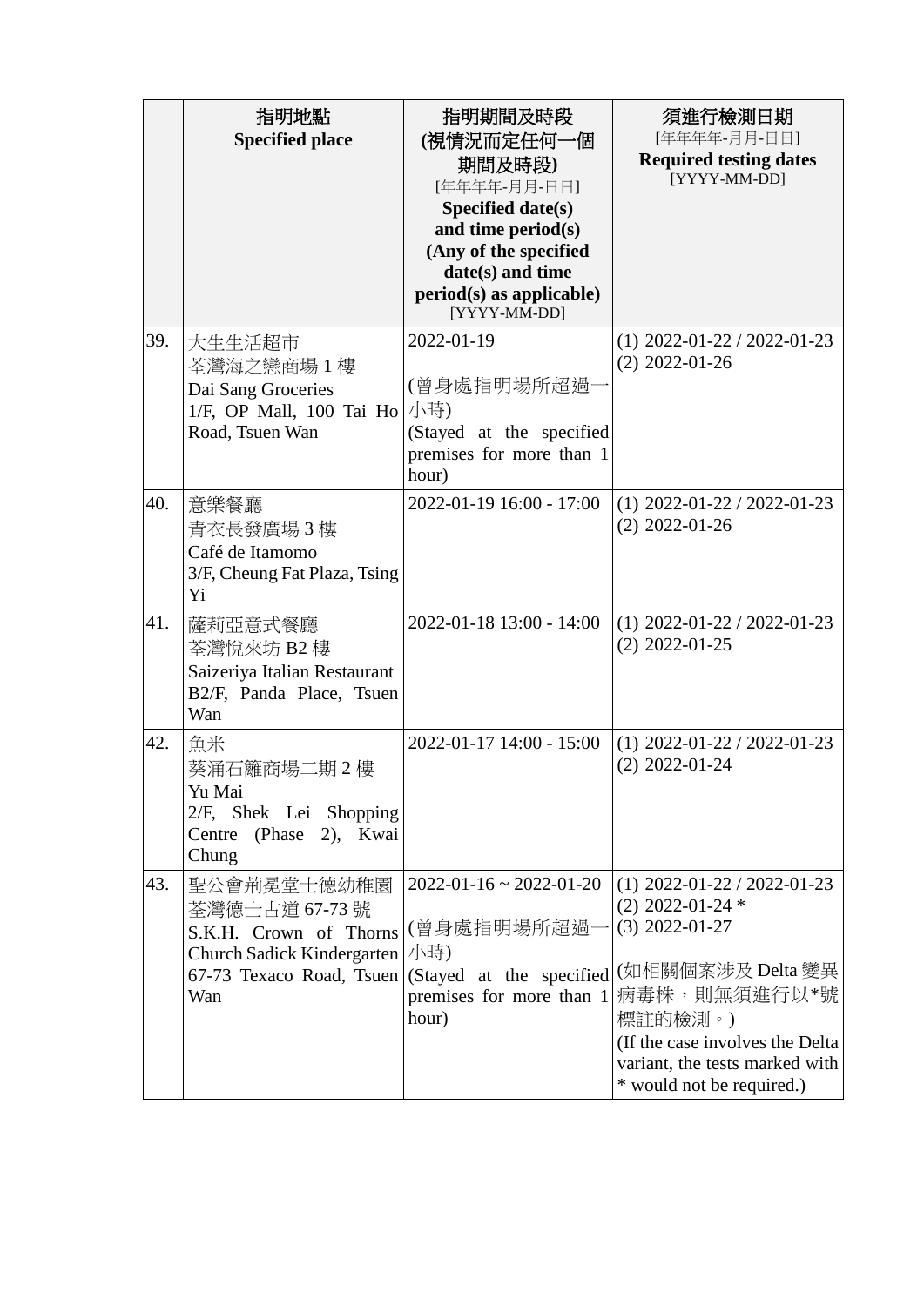| | 指明地點<br>**Specified place** | 指明期間及時段<br>**(視情況而定任何一個期間及時段)**<br>[年年年年-月月-日日]<br>**Specified date(s) and time period(s) (Any of the specified date(s) and time period(s) as applicable)**<br>[YYYY-MM-DD] | 須進行檢測日期<br>[年年年年-月月-日日]<br>**Required testing dates**<br>[YYYY-MM-DD] |
|---|---|---|---|
| 39. | 大生生活超市<br>荃灣海之戀商場 1 樓<br>Dai Sang Groceries<br>1/F, OP Mall, 100 Tai Ho Road, Tsuen Wan | 2022-01-19<br><br>(曾身處指明場所超過一小時)<br>(Stayed at the specified premises for more than 1 hour) | (1) 2022-01-22 / 2022-01-23<br>(2) 2022-01-26 |
| 40. | 意樂餐廳<br>青衣長發廣場 3 樓<br>Café de Itamomo<br>3/F, Cheung Fat Plaza, Tsing Yi | 2022-01-19 16:00 - 17:00 | (1) 2022-01-22 / 2022-01-23<br>(2) 2022-01-26 |
| 41. | 薩莉亞意式餐廳<br>荃灣悅來坊 B2 樓<br>Saizeriya Italian Restaurant<br>B2/F, Panda Place, Tsuen Wan | 2022-01-18 13:00 - 14:00 | (1) 2022-01-22 / 2022-01-23<br>(2) 2022-01-25 |
| 42. | 魚米<br>葵涌石籬商場二期 2 樓<br>Yu Mai<br>2/F, Shek Lei Shopping Centre (Phase 2), Kwai Chung | 2022-01-17 14:00 - 15:00 | (1) 2022-01-22 / 2022-01-23<br>(2) 2022-01-24 |
| 43. | 聖公會荊冕堂士德幼稚園<br>荃灣德士古道 67-73 號<br>S.K.H. Crown of Thorns Church Sadick Kindergarten<br>67-73 Texaco Road, Tsuen Wan | 2022-01-16 ~ 2022-01-20<br><br>(曾身處指明場所超過一小時)<br>(Stayed at the specified premises for more than 1 hour) | (1) 2022-01-22 / 2022-01-23<br>(2) 2022-01-24 *<br>(3) 2022-01-27<br><br>(如相關個案涉及 Delta 變異病毒株，則無須進行以*號標註的檢測。)<br>(If the case involves the Delta variant, the tests marked with * would not be required.) |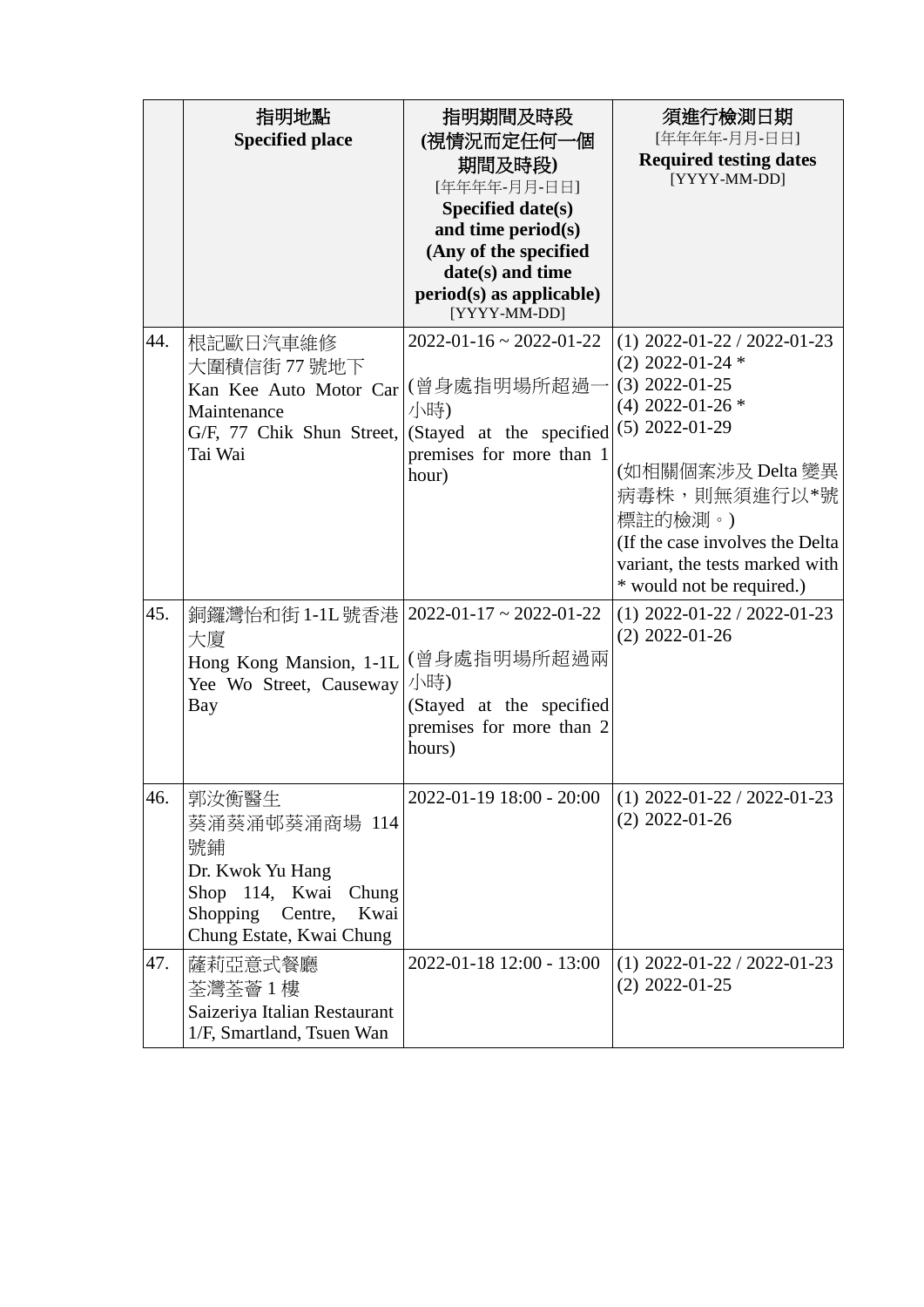| | 指明地點<br>**Specified place** | 指明期間及時段<br>**(視情況而定任何一個期間及時段)**<br>[年年年年-月月-日日]<br>**Specified date(s) and time period(s) (Any of the specified date(s) and time period(s) as applicable)**<br>[YYYY-MM-DD] | 須進行檢測日期<br>[年年年年-月月-日日]<br>**Required testing dates**<br>[YYYY-MM-DD] |
|---|---|---|---|
| 44. | 根記歐日汽車維修<br>大圍積信街 77 號地下<br>Kan Kee Auto Motor Car Maintenance<br>G/F, 77 Chik Shun Street, Tai Wai | 2022-01-16 ~ 2022-01-22<br><br>(曾身處指明場所超過一小時)<br>(Stayed at the specified premises for more than 1 hour) | (1) 2022-01-22 / 2022-01-23<br>(2) 2022-01-24 *<br>(3) 2022-01-25<br>(4) 2022-01-26 *<br>(5) 2022-01-29<br><br>(如相關個案涉及 Delta 變異病毒株，則無須進行以*號標註的檢測。)<br>(If the case involves the Delta variant, the tests marked with * would not be required.) |
| 45. | 銅鑼灣怡和街 1-1L 號香港大廈<br>Hong Kong Mansion, 1-1L Yee Wo Street, Causeway Bay | 2022-01-17 ~ 2022-01-22<br><br>(曾身處指明場所超過兩小時)<br>(Stayed at the specified premises for more than 2 hours) | (1) 2022-01-22 / 2022-01-23<br>(2) 2022-01-26 |
| 46. | 郭汝衡醫生<br>葵涌葵涌邨葵涌商場 114 號舖<br>Dr. Kwok Yu Hang<br>Shop 114, Kwai Chung Shopping Centre, Kwai Chung Estate, Kwai Chung | 2022-01-19 18:00 - 20:00 | (1) 2022-01-22 / 2022-01-23<br>(2) 2022-01-26 |
| 47. | 薩莉亞意式餐廳<br>荃灣荃薈 1 樓<br>Saizeriya Italian Restaurant<br>1/F, Smartland, Tsuen Wan | 2022-01-18 12:00 - 13:00 | (1) 2022-01-22 / 2022-01-23<br>(2) 2022-01-25 |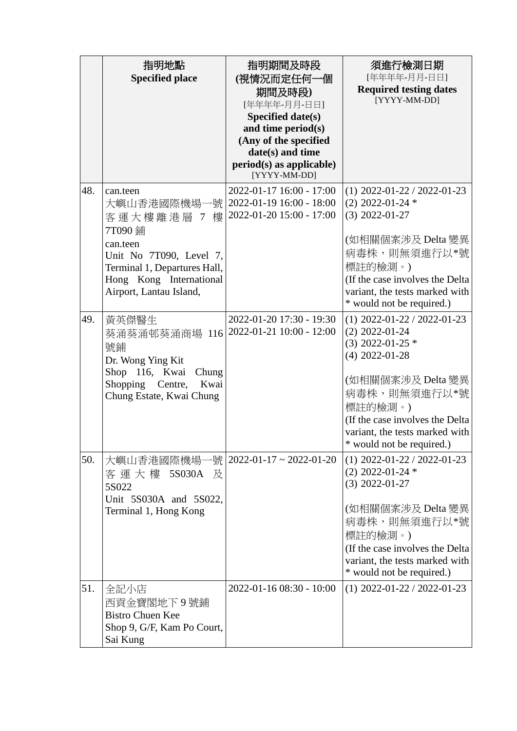| | 指明地點<br>**Specified place** | 指明期間及時段<br>(視情況而定任何一個期間及時段)<br>[年年年年-月月-日日]<br>**Specified date(s) and time period(s) (Any of the specified date(s) and time period(s) as applicable)**<br>[YYYY-MM-DD] | 須進行檢測日期<br>[年年年年-月月-日日]<br>**Required testing dates**<br>[YYYY-MM-DD] |
|---|---|---|---|
| 48. | can.teen<br>大嶼山香港國際機場一號客運大樓離港層 7 樓 7T090 鋪<br>can.teen<br>Unit No 7T090, Level 7, Terminal 1, Departures Hall, Hong Kong International Airport, Lantau Island, | 2022-01-17 16:00 - 17:00<br>2022-01-19 16:00 - 18:00<br>2022-01-20 15:00 - 17:00 | (1) 2022-01-22 / 2022-01-23<br>(2) 2022-01-24 *<br>(3) 2022-01-27<br><br>(如相關個案涉及 Delta 變異病毒株，則無須進行以*號標註的檢測。)<br>(If the case involves the Delta variant, the tests marked with * would not be required.) |
| 49. | 黃英傑醫生<br>葵涌葵涌邨葵涌商場 116 號鋪<br>Dr. Wong Ying Kit<br>Shop 116, Kwai Chung Shopping Centre, Kwai Chung Estate, Kwai Chung | 2022-01-20 17:30 - 19:30<br>2022-01-21 10:00 - 12:00 | (1) 2022-01-22 / 2022-01-23<br>(2) 2022-01-24<br>(3) 2022-01-25 *<br>(4) 2022-01-28<br><br>(如相關個案涉及 Delta 變異病毒株，則無須進行以*號標註的檢測。)<br>(If the case involves the Delta variant, the tests marked with * would not be required.) |
| 50. | 大嶼山香港國際機場一號客運大樓 5S030A 及 5S022<br>Unit 5S030A and 5S022, Terminal 1, Hong Kong | 2022-01-17 ~ 2022-01-20 | (1) 2022-01-22 / 2022-01-23<br>(2) 2022-01-24 *<br>(3) 2022-01-27<br><br>(如相關個案涉及 Delta 變異病毒株，則無須進行以*號標註的檢測。)<br>(If the case involves the Delta variant, the tests marked with * would not be required.) |
| 51. | 全記小店<br>西貢金寶閣地下 9 號鋪<br>Bistro Chuen Kee<br>Shop 9, G/F, Kam Po Court, Sai Kung | 2022-01-16 08:30 - 10:00 | (1) 2022-01-22 / 2022-01-23 |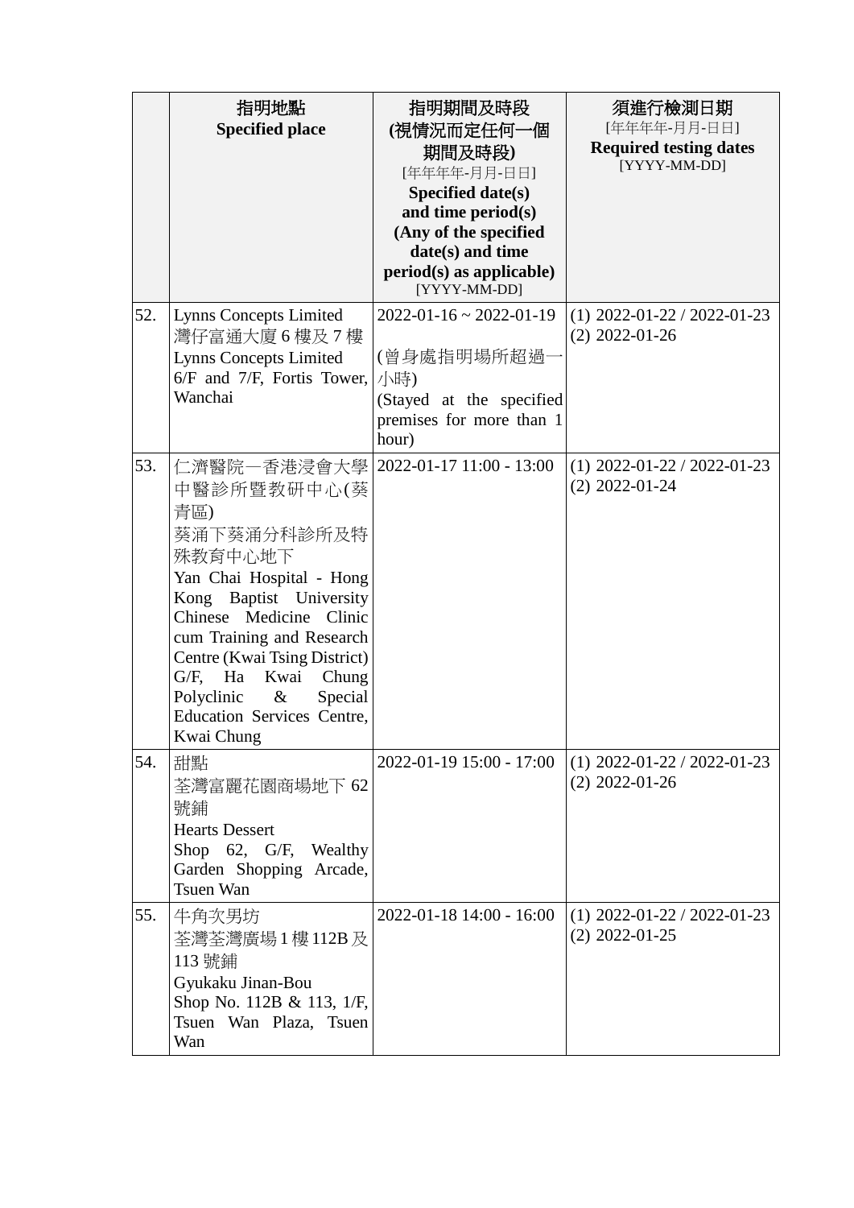| | 指明地點<br>**Specified place** | 指明期間及時段<br>**(視情況而定任何一個期間及時段)**<br>[年年年年-月月-日日]<br>**Specified date(s) and time period(s) (Any of the specified date(s) and time period(s) as applicable)**<br>[YYYY-MM-DD] | 須進行檢測日期<br>[年年年年-月月-日日]<br>**Required testing dates**<br>[YYYY-MM-DD] |
|---|---|---|---|
| 52. | Lynns Concepts Limited<br>灣仔富通大廈 6 樓及 7 樓<br>Lynns Concepts Limited<br>6/F and 7/F, Fortis Tower, Wanchai | 2022-01-16 ~ 2022-01-19<br><br>(曾身處指明場所超過一小時)<br>(Stayed at the specified premises for more than 1 hour) | (1) 2022-01-22 / 2022-01-23<br>(2) 2022-01-26 |
| 53. | 仁濟醫院－香港浸會大學中醫診所暨教研中心(葵青區)<br>葵涌下葵涌分科診所及特殊教育中心地下<br>Yan Chai Hospital - Hong Kong Baptist University Chinese Medicine Clinic cum Training and Research Centre (Kwai Tsing District)<br>G/F, Ha Kwai Chung Polyclinic & Special Education Services Centre, Kwai Chung | 2022-01-17 11:00 - 13:00 | (1) 2022-01-22 / 2022-01-23<br>(2) 2022-01-24 |
| 54. | 甜點<br>荃灣富麗花園商場地下 62 號鋪<br>Hearts Dessert<br>Shop 62, G/F, Wealthy Garden Shopping Arcade, Tsuen Wan | 2022-01-19 15:00 - 17:00 | (1) 2022-01-22 / 2022-01-23<br>(2) 2022-01-26 |
| 55. | 牛角次男坊<br>荃灣荃灣廣場 1 樓 112B 及 113 號鋪<br>Gyukaku Jinan-Bou<br>Shop No. 112B & 113, 1/F, Tsuen Wan Plaza, Tsuen Wan | 2022-01-18 14:00 - 16:00 | (1) 2022-01-22 / 2022-01-23<br>(2) 2022-01-25 |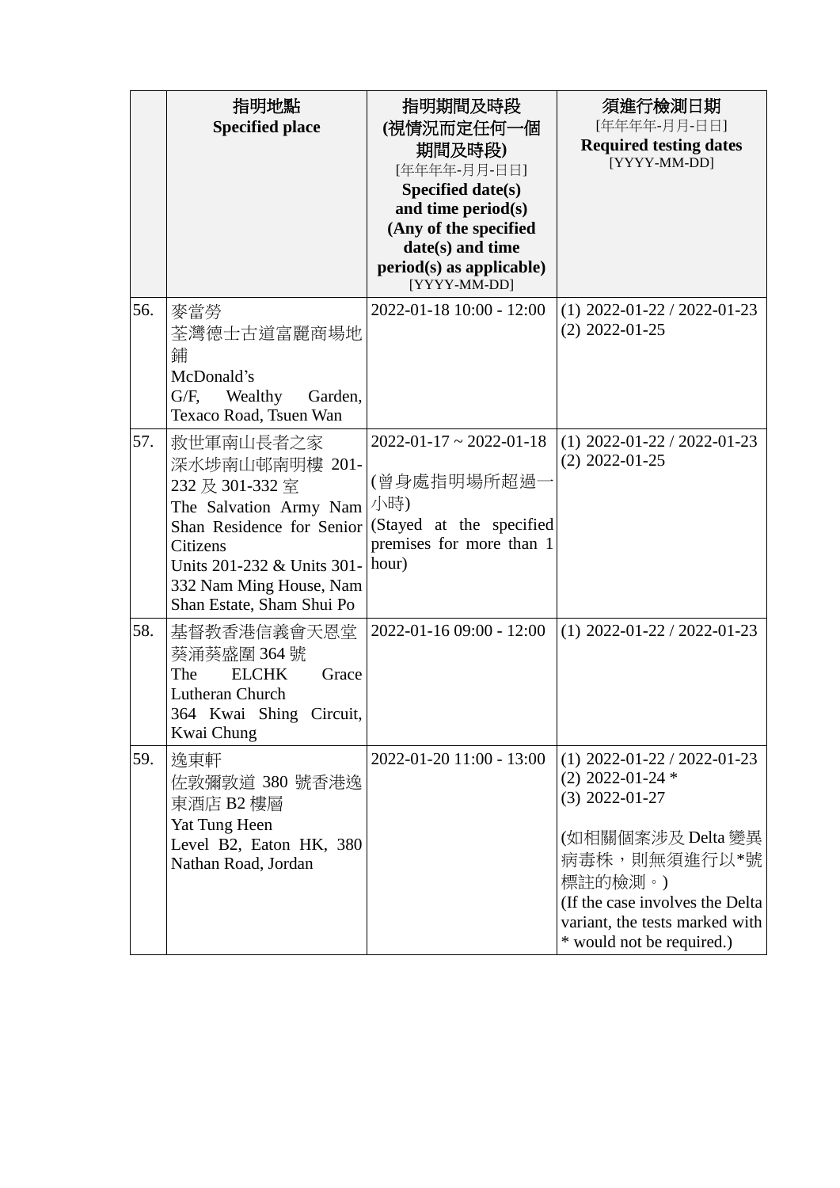| | 指明地點<br>**Specified place** | 指明期間及時段<br>**(視情況而定任何一個期間及時段)**<br>[年年年年-月月-日日]<br>**Specified date(s) and time period(s) (Any of the specified date(s) and time period(s) as applicable)**<br>[YYYY-MM-DD] | 須進行檢測日期<br>[年年年年-月月-日日]<br>**Required testing dates**<br>[YYYY-MM-DD] |
|---|---|---|---|
| 56. | 麥當勞<br>荃灣德士古道富麗商場地鋪<br>McDonald's<br>G/F, Wealthy Garden, Texaco Road, Tsuen Wan | 2022-01-18 10:00 - 12:00 | (1) 2022-01-22 / 2022-01-23<br>(2) 2022-01-25 |
| 57. | 救世軍南山長者之家<br>深水埗南山邨南明樓 201-232 及 301-332 室<br>The Salvation Army Nam Shan Residence for Senior Citizens<br>Units 201-232 & Units 301-332 Nam Ming House, Nam Shan Estate, Sham Shui Po | 2022-01-17 ~ 2022-01-18<br><br>(曾身處指明場所超過一小時)<br>(Stayed at the specified premises for more than 1 hour) | (1) 2022-01-22 / 2022-01-23<br>(2) 2022-01-25 |
| 58. | 基督教香港信義會天恩堂<br>葵涌葵盛圍 364 號<br>The ELCHK Grace Lutheran Church<br>364 Kwai Shing Circuit, Kwai Chung | 2022-01-16 09:00 - 12:00 | (1) 2022-01-22 / 2022-01-23 |
| 59. | 逸東軒<br>佐敦彌敦道 380 號香港逸東酒店 B2 樓層<br>Yat Tung Heen<br>Level B2, Eaton HK, 380 Nathan Road, Jordan | 2022-01-20 11:00 - 13:00 | (1) 2022-01-22 / 2022-01-23<br>(2) 2022-01-24 *<br>(3) 2022-01-27<br><br>(如相關個案涉及 Delta 變異病毒株，則無須進行以*號標註的檢測。)<br>(If the case involves the Delta variant, the tests marked with * would not be required.) |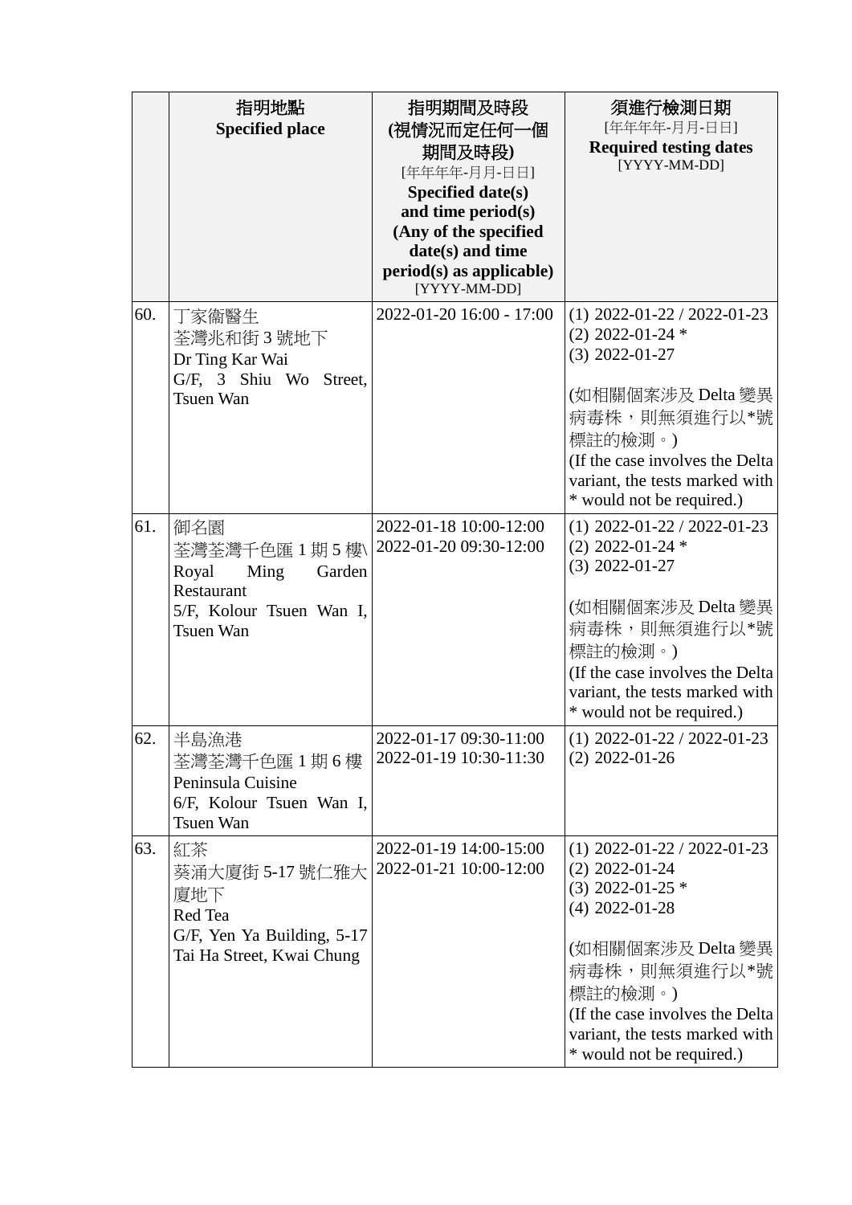| | 指明地點<br>**Specified place** | 指明期間及時段<br>**(視情況而定任何一個期間及時段)**<br>[年年年年-月月-日日]<br>**Specified date(s) and time period(s) (Any of the specified date(s) and time period(s) as applicable)**<br>[YYYY-MM-DD] | 須進行檢測日期<br>[年年年年-月月-日日]<br>**Required testing dates**<br>[YYYY-MM-DD] |
|---|---|---|---|
| 60. | 丁家衛醫生<br>荃灣兆和街 3 號地下<br>Dr Ting Kar Wai<br>G/F, 3 Shiu Wo Street, Tsuen Wan | 2022-01-20 16:00 - 17:00 | (1) 2022-01-22 / 2022-01-23<br>(2) 2022-01-24 *<br>(3) 2022-01-27<br><br>(如相關個案涉及 Delta 變異病毒株，則無須進行以*號標註的檢測。)<br>(If the case involves the Delta variant, the tests marked with * would not be required.) |
| 61. | 御名園<br>荃灣荃灣千色匯 1 期 5 樓\<br>Royal Ming Garden Restaurant<br>5/F, Kolour Tsuen Wan I, Tsuen Wan | 2022-01-18 10:00-12:00<br>2022-01-20 09:30-12:00 | (1) 2022-01-22 / 2022-01-23<br>(2) 2022-01-24 *<br>(3) 2022-01-27<br><br>(如相關個案涉及 Delta 變異病毒株，則無須進行以*號標註的檢測。)<br>(If the case involves the Delta variant, the tests marked with * would not be required.) |
| 62. | 半島漁港<br>荃灣荃灣千色匯 1 期 6 樓<br>Peninsula Cuisine<br>6/F, Kolour Tsuen Wan I, Tsuen Wan | 2022-01-17 09:30-11:00<br>2022-01-19 10:30-11:30 | (1) 2022-01-22 / 2022-01-23<br>(2) 2022-01-26 |
| 63. | 紅茶<br>葵涌大廈街 5-17 號仁雅大廈地下<br>Red Tea<br>G/F, Yen Ya Building, 5-17 Tai Ha Street, Kwai Chung | 2022-01-19 14:00-15:00<br>2022-01-21 10:00-12:00 | (1) 2022-01-22 / 2022-01-23<br>(2) 2022-01-24<br>(3) 2022-01-25 *<br>(4) 2022-01-28<br><br>(如相關個案涉及 Delta 變異病毒株，則無須進行以*號標註的檢測。)<br>(If the case involves the Delta variant, the tests marked with * would not be required.) |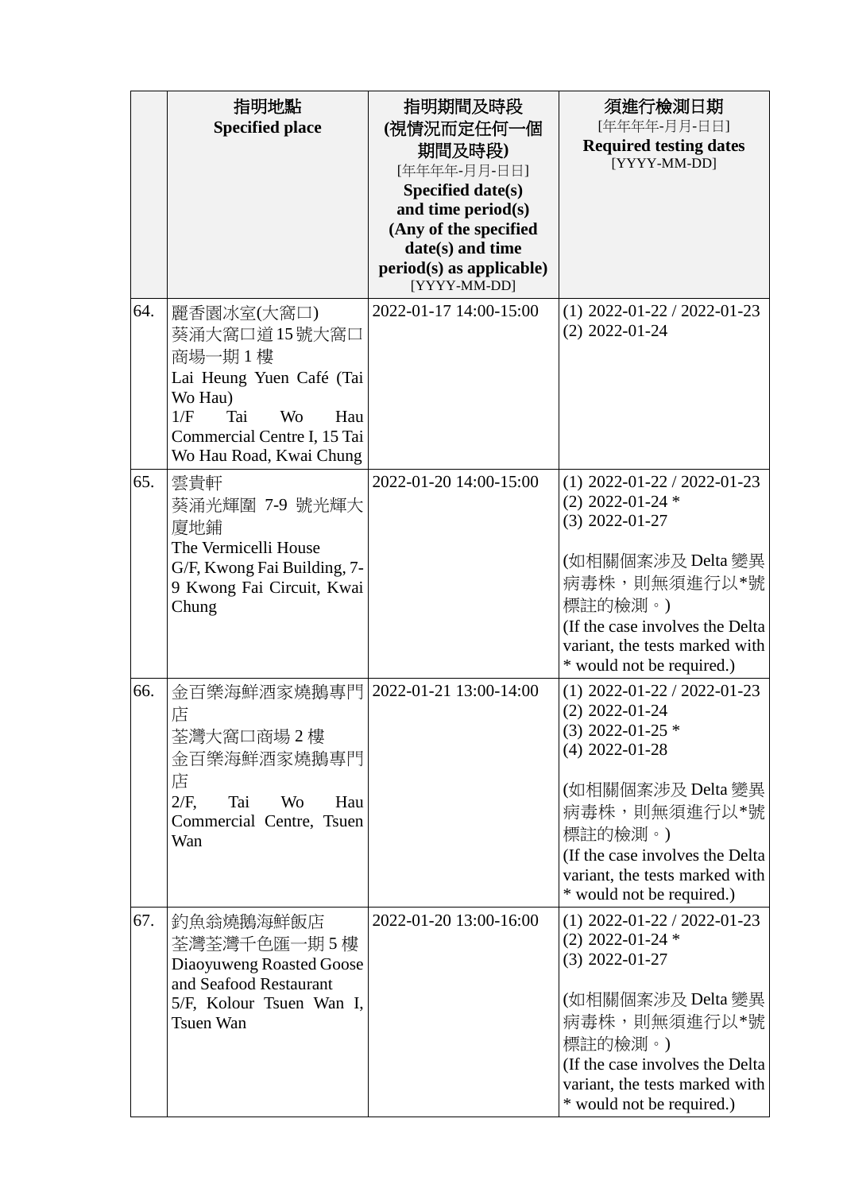| | 指明地點<br>**Specified place** | 指明期間及時段<br>**(視情況而定任何一個期間及時段)**<br>[年年年年-月月-日日]<br>**Specified date(s) and time period(s) (Any of the specified date(s) and time period(s) as applicable)**<br>[YYYY-MM-DD] | 須進行檢測日期<br>[年年年年-月月-日日]<br>**Required testing dates**<br>[YYYY-MM-DD] |
|---|---|---|---|
| 64. | 麗香園冰室(大窩口)<br>葵涌大窩口道15號大窩口商場一期1樓<br>Lai Heung Yuen Café (Tai Wo Hau)<br>1/F Tai Wo Hau Commercial Centre I, 15 Tai Wo Hau Road, Kwai Chung | 2022-01-17 14:00-15:00 | (1) 2022-01-22 / 2022-01-23<br>(2) 2022-01-24 |
| 65. | 雲貴軒<br>葵涌光輝圍 7-9 號光輝大廈地鋪<br>The Vermicelli House<br>G/F, Kwong Fai Building, 7-9 Kwong Fai Circuit, Kwai Chung | 2022-01-20 14:00-15:00 | (1) 2022-01-22 / 2022-01-23<br>(2) 2022-01-24 *<br>(3) 2022-01-27<br><br>(如相關個案涉及 Delta 變異病毒株，則無須進行以*號標註的檢測。)<br>(If the case involves the Delta variant, the tests marked with * would not be required.) |
| 66. | 金百樂海鮮酒家燒鵝專門店<br>荃灣大窩口商場2樓<br>金百樂海鮮酒家燒鵝專門店<br>2/F, Tai Wo Hau Commercial Centre, Tsuen Wan | 2022-01-21 13:00-14:00 | (1) 2022-01-22 / 2022-01-23<br>(2) 2022-01-24<br>(3) 2022-01-25 *<br>(4) 2022-01-28<br><br>(如相關個案涉及 Delta 變異病毒株，則無須進行以*號標註的檢測。)<br>(If the case involves the Delta variant, the tests marked with * would not be required.) |
| 67. | 釣魚翁燒鵝海鮮飯店<br>荃灣荃灣千色匯一期5樓<br>Diaoyuweng Roasted Goose and Seafood Restaurant<br>5/F, Kolour Tsuen Wan I, Tsuen Wan | 2022-01-20 13:00-16:00 | (1) 2022-01-22 / 2022-01-23<br>(2) 2022-01-24 *<br>(3) 2022-01-27<br><br>(如相關個案涉及 Delta 變異病毒株，則無須進行以*號標註的檢測。)<br>(If the case involves the Delta variant, the tests marked with * would not be required.) |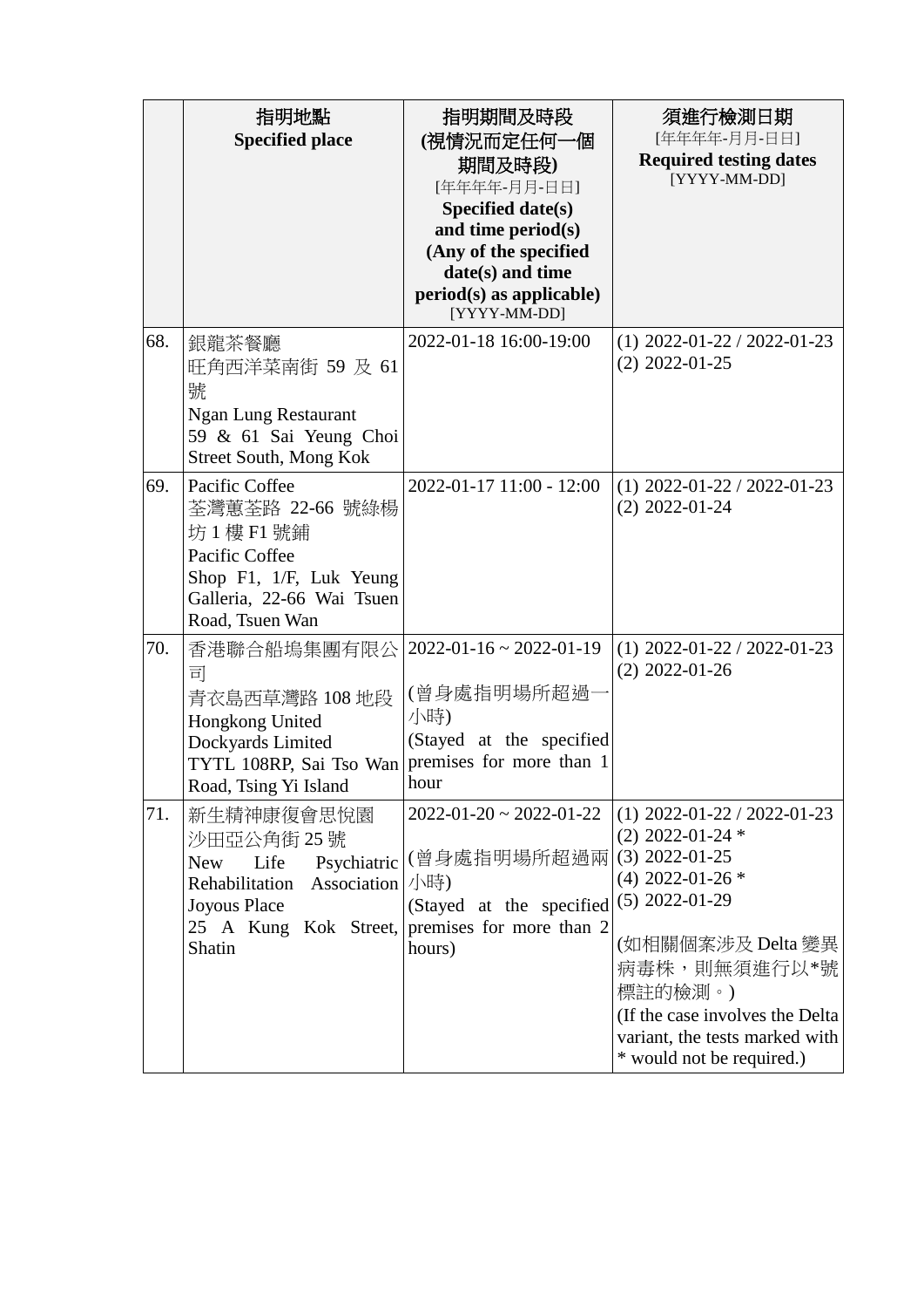| | 指明地點<br>**Specified place** | 指明期間及時段<br>**(視情況而定任何一個期間及時段)**<br>[年年年年-月月-日日]<br>**Specified date(s) and time period(s) (Any of the specified date(s) and time period(s) as applicable)**<br>[YYYY-MM-DD] | 須進行檢測日期<br>[年年年年-月月-日日]<br>**Required testing dates**<br>[YYYY-MM-DD] |
|---|---|---|---|
| 68. | 銀龍茶餐廳<br>旺角西洋菜南街 59 及 61 號<br>Ngan Lung Restaurant<br>59 & 61 Sai Yeung Choi Street South, Mong Kok | 2022-01-18 16:00-19:00 | (1) 2022-01-22 / 2022-01-23<br>(2) 2022-01-25 |
| 69. | Pacific Coffee<br>荃灣蕙荃路 22-66 號綠楊坊 1 樓 F1 號鋪<br>Pacific Coffee<br>Shop F1, 1/F, Luk Yeung Galleria, 22-66 Wai Tsuen Road, Tsuen Wan | 2022-01-17 11:00 - 12:00 | (1) 2022-01-22 / 2022-01-23<br>(2) 2022-01-24 |
| 70. | 香港聯合船塢集團有限公司<br>青衣島西草灣路 108 地段<br>Hongkong United Dockyards Limited<br>TYTL 108RP, Sai Tso Wan Road, Tsing Yi Island | 2022-01-16 ~ 2022-01-19<br><br>(曾身處指明場所超過一小時)<br>(Stayed at the specified premises for more than 1 hour | (1) 2022-01-22 / 2022-01-23<br>(2) 2022-01-26 |
| 71. | 新生精神康復會思悅園<br>沙田亞公角街 25 號<br>New Life Psychiatric Rehabilitation Association Joyous Place<br>25 A Kung Kok Street, Shatin | 2022-01-20 ~ 2022-01-22<br><br>(曾身處指明場所超過兩小時)<br>(Stayed at the specified premises for more than 2 hours) | (1) 2022-01-22 / 2022-01-23<br>(2) 2022-01-24 *<br>(3) 2022-01-25<br>(4) 2022-01-26 *<br>(5) 2022-01-29<br><br>(如相關個案涉及 Delta 變異病毒株，則無須進行以*號標註的檢測。)<br>(If the case involves the Delta variant, the tests marked with * would not be required.) |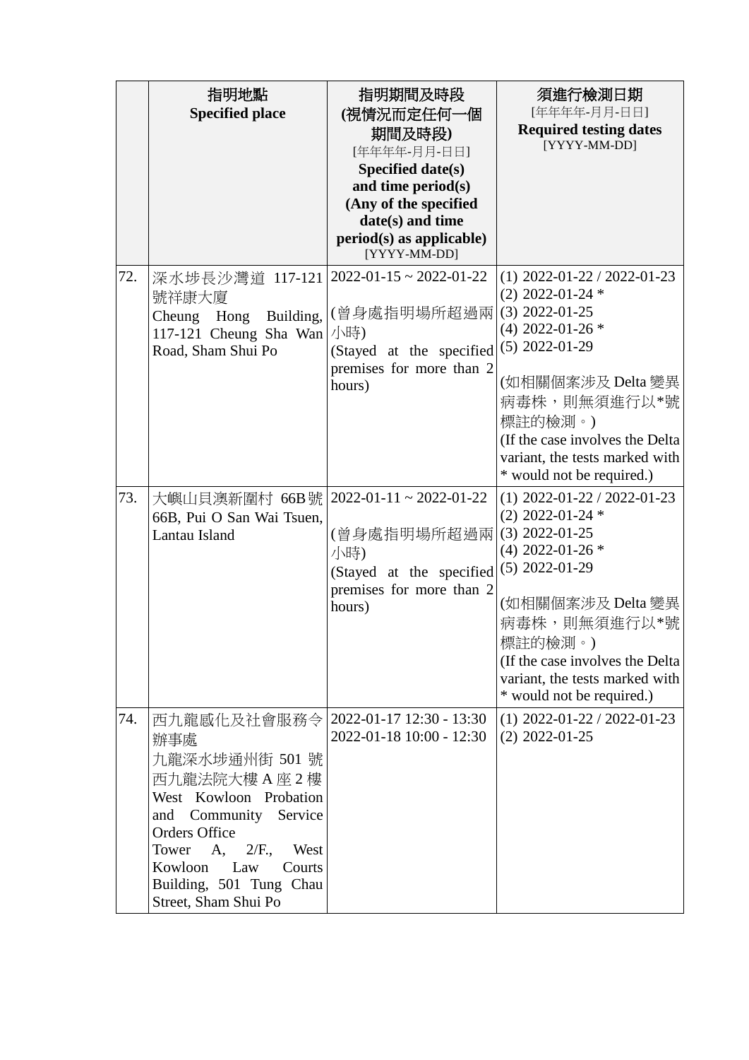| | 指明地點<br>Specified place | 指明期間及時段<br>(視情況而定任何一個期間及時段)<br>[年年年年-月月-日日]<br>Specified date(s) and time period(s)<br>(Any of the specified date(s) and time period(s) as applicable)<br>[YYYY-MM-DD] | 須進行檢測日期<br>[年年年年-月月-日日]<br>Required testing dates<br>[YYYY-MM-DD] |
|---|---|---|---|
| 72. | 深水埗長沙灣道 117-121 號祥康大廈<br>Cheung Hong Building, 117-121 Cheung Sha Wan Road, Sham Shui Po | 2022-01-15 ~ 2022-01-22<br><br>(曾身處指明場所超過兩小時)<br>(Stayed at the specified premises for more than 2 hours) | (1) 2022-01-22 / 2022-01-23<br>(2) 2022-01-24 *<br>(3) 2022-01-25<br>(4) 2022-01-26 *<br>(5) 2022-01-29<br><br>(如相關個案涉及 Delta 變異病毒株，則無須進行以*號標註的檢測。)<br>(If the case involves the Delta variant, the tests marked with * would not be required.) |
| 73. | 大嶼山貝澳新圍村 66B 號<br>66B, Pui O San Wai Tsuen, Lantau Island | 2022-01-11 ~ 2022-01-22<br><br>(曾身處指明場所超過兩小時)<br>(Stayed at the specified premises for more than 2 hours) | (1) 2022-01-22 / 2022-01-23<br>(2) 2022-01-24 *<br>(3) 2022-01-25<br>(4) 2022-01-26 *<br>(5) 2022-01-29<br><br>(如相關個案涉及 Delta 變異病毒株，則無須進行以*號標註的檢測。)<br>(If the case involves the Delta variant, the tests marked with * would not be required.) |
| 74. | 西九龍感化及社會服務令辦事處<br>九龍深水埗通州街 501 號西九龍法院大樓 A 座 2 樓<br>West Kowloon Probation and Community Service Orders Office<br>Tower A, 2/F., West Kowloon Law Courts Building, 501 Tung Chau Street, Sham Shui Po | 2022-01-17 12:30 - 13:30<br>2022-01-18 10:00 - 12:30 | (1) 2022-01-22 / 2022-01-23<br>(2) 2022-01-25 |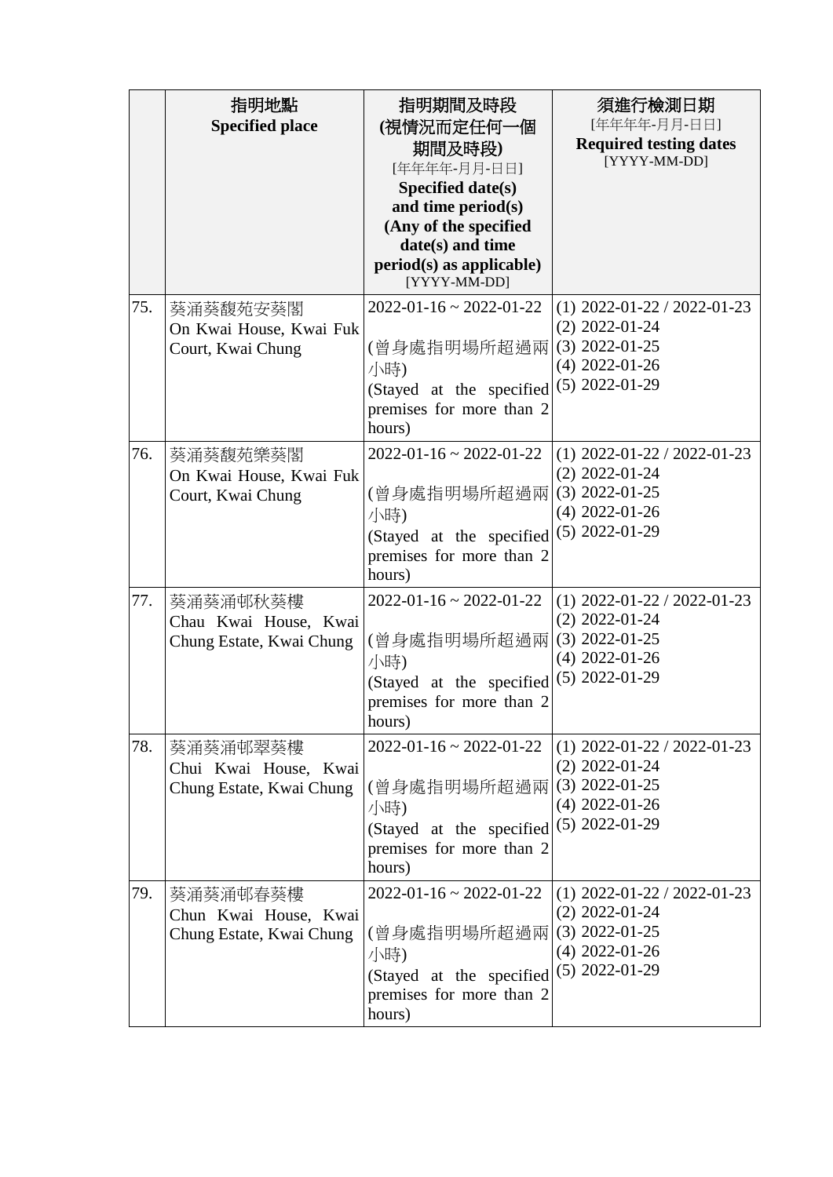| | 指明地點<br>**Specified place** | 指明期間及時段<br>**(視情況而定任何一個期間及時段)**<br>[年年年年-月月-日日]<br>**Specified date(s) and time period(s) (Any of the specified date(s) and time period(s) as applicable)**<br>[YYYY-MM-DD] | 須進行檢測日期<br>[年年年年-月月-日日]<br>**Required testing dates**<br>[YYYY-MM-DD] |
|---|---|---|---|
| 75. | 葵涌葵馥苑安葵閣<br>On Kwai House, Kwai Fuk Court, Kwai Chung | 2022-01-16 ~ 2022-01-22<br>(曾身處指明場所超過兩小時)<br>(Stayed at the specified premises for more than 2 hours) | (1) 2022-01-22 / 2022-01-23<br>(2) 2022-01-24<br>(3) 2022-01-25<br>(4) 2022-01-26<br>(5) 2022-01-29 |
| 76. | 葵涌葵馥苑樂葵閣<br>On Kwai House, Kwai Fuk Court, Kwai Chung | 2022-01-16 ~ 2022-01-22<br>(曾身處指明場所超過兩小時)<br>(Stayed at the specified premises for more than 2 hours) | (1) 2022-01-22 / 2022-01-23<br>(2) 2022-01-24<br>(3) 2022-01-25<br>(4) 2022-01-26<br>(5) 2022-01-29 |
| 77. | 葵涌葵涌邨秋葵樓<br>Chau Kwai House, Kwai Chung Estate, Kwai Chung | 2022-01-16 ~ 2022-01-22<br>(曾身處指明場所超過兩小時)<br>(Stayed at the specified premises for more than 2 hours) | (1) 2022-01-22 / 2022-01-23<br>(2) 2022-01-24<br>(3) 2022-01-25<br>(4) 2022-01-26<br>(5) 2022-01-29 |
| 78. | 葵涌葵涌邨翠葵樓<br>Chui Kwai House, Kwai Chung Estate, Kwai Chung | 2022-01-16 ~ 2022-01-22<br>(曾身處指明場所超過兩小時)<br>(Stayed at the specified premises for more than 2 hours) | (1) 2022-01-22 / 2022-01-23<br>(2) 2022-01-24<br>(3) 2022-01-25<br>(4) 2022-01-26<br>(5) 2022-01-29 |
| 79. | 葵涌葵涌邨春葵樓<br>Chun Kwai House, Kwai Chung Estate, Kwai Chung | 2022-01-16 ~ 2022-01-22<br>(曾身處指明場所超過兩小時)<br>(Stayed at the specified premises for more than 2 hours) | (1) 2022-01-22 / 2022-01-23<br>(2) 2022-01-24<br>(3) 2022-01-25<br>(4) 2022-01-26<br>(5) 2022-01-29 |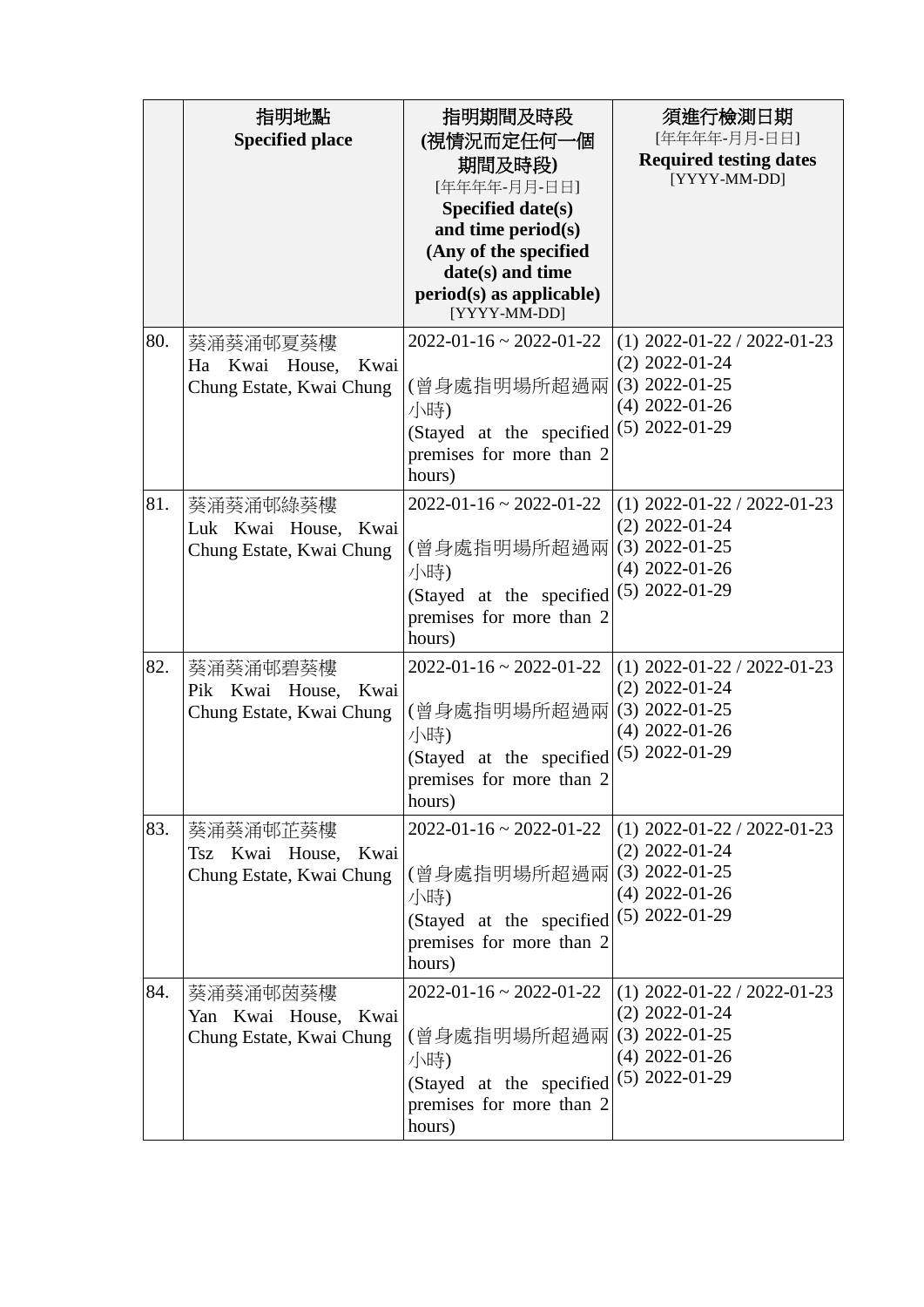| | 指明地點<br>**Specified place** | 指明期間及時段<br>**(視情況而定任何一個期間及時段)**<br>[年年年年-月月-日日]<br>**Specified date(s) and time period(s) (Any of the specified date(s) and time period(s) as applicable)**<br>[YYYY-MM-DD] | 須進行檢測日期<br>[年年年年-月月-日日]<br>**Required testing dates**<br>[YYYY-MM-DD] |
|---|---|---|---|
| 80. | 葵涌葵涌邨夏葵樓<br>Ha Kwai House, Kwai Chung Estate, Kwai Chung | 2022-01-16 ~ 2022-01-22<br><br>(曾身處指明場所超過兩小時)<br>(Stayed at the specified premises for more than 2 hours) | (1) 2022-01-22 / 2022-01-23<br>(2) 2022-01-24<br>(3) 2022-01-25<br>(4) 2022-01-26<br>(5) 2022-01-29 |
| 81. | 葵涌葵涌邨綠葵樓<br>Luk Kwai House, Kwai Chung Estate, Kwai Chung | 2022-01-16 ~ 2022-01-22<br><br>(曾身處指明場所超過兩小時)<br>(Stayed at the specified premises for more than 2 hours) | (1) 2022-01-22 / 2022-01-23<br>(2) 2022-01-24<br>(3) 2022-01-25<br>(4) 2022-01-26<br>(5) 2022-01-29 |
| 82. | 葵涌葵涌邨碧葵樓<br>Pik Kwai House, Kwai Chung Estate, Kwai Chung | 2022-01-16 ~ 2022-01-22<br><br>(曾身處指明場所超過兩小時)<br>(Stayed at the specified premises for more than 2 hours) | (1) 2022-01-22 / 2022-01-23<br>(2) 2022-01-24<br>(3) 2022-01-25<br>(4) 2022-01-26<br>(5) 2022-01-29 |
| 83. | 葵涌葵涌邨芷葵樓<br>Tsz Kwai House, Kwai Chung Estate, Kwai Chung | 2022-01-16 ~ 2022-01-22<br><br>(曾身處指明場所超過兩小時)<br>(Stayed at the specified premises for more than 2 hours) | (1) 2022-01-22 / 2022-01-23<br>(2) 2022-01-24<br>(3) 2022-01-25<br>(4) 2022-01-26<br>(5) 2022-01-29 |
| 84. | 葵涌葵涌邨茵葵樓<br>Yan Kwai House, Kwai Chung Estate, Kwai Chung | 2022-01-16 ~ 2022-01-22<br><br>(曾身處指明場所超過兩小時)<br>(Stayed at the specified premises for more than 2 hours) | (1) 2022-01-22 / 2022-01-23<br>(2) 2022-01-24<br>(3) 2022-01-25<br>(4) 2022-01-26<br>(5) 2022-01-29 |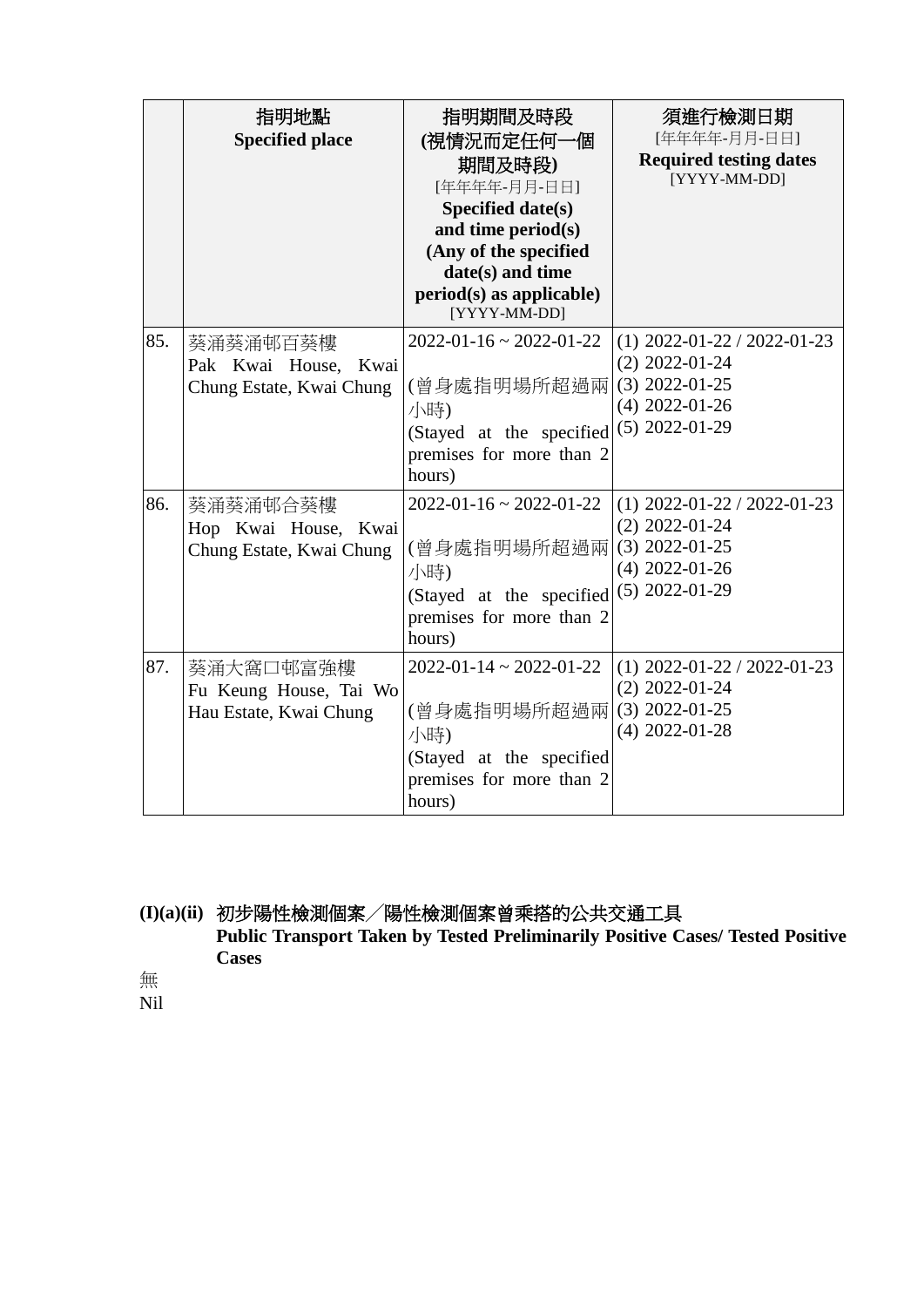| | 指明地點 **Specified place** | 指明期間及時段 **(視情況而定任何一個期間及時段)** [年年年年-月月-日日] **Specified date(s) and time period(s) (Any of the specified date(s) and time period(s) as applicable)** [YYYY-MM-DD] | 須進行檢測日期 [年年年年-月月-日日] **Required testing dates** [YYYY-MM-DD] |
|---|---|---|---|
| 85. | 葵涌葵涌邨百葵樓 Pak Kwai House, Kwai Chung Estate, Kwai Chung | 2022-01-16 ~ 2022-01-22 (曾身處指明場所超過兩小時) (Stayed at the specified premises for more than 2 hours) | (1) 2022-01-22 / 2022-01-23 (2) 2022-01-24 (3) 2022-01-25 (4) 2022-01-26 (5) 2022-01-29 |
| 86. | 葵涌葵涌邨合葵樓 Hop Kwai House, Kwai Chung Estate, Kwai Chung | 2022-01-16 ~ 2022-01-22 (曾身處指明場所超過兩小時) (Stayed at the specified premises for more than 2 hours) | (1) 2022-01-22 / 2022-01-23 (2) 2022-01-24 (3) 2022-01-25 (4) 2022-01-26 (5) 2022-01-29 |
| 87. | 葵涌大窩口邨富強樓 Fu Keung House, Tai Wo Hau Estate, Kwai Chung | 2022-01-14 ~ 2022-01-22 (曾身處指明場所超過兩小時) (Stayed at the specified premises for more than 2 hours) | (1) 2022-01-22 / 2022-01-23 (2) 2022-01-24 (3) 2022-01-25 (4) 2022-01-28 |

**(I)(a)(ii) 初步陽性檢測個案╱陽性檢測個案曾乘搭的公共交通工具**
**Public Transport Taken by Tested Preliminarily Positive Cases/ Tested Positive Cases**

無
Nil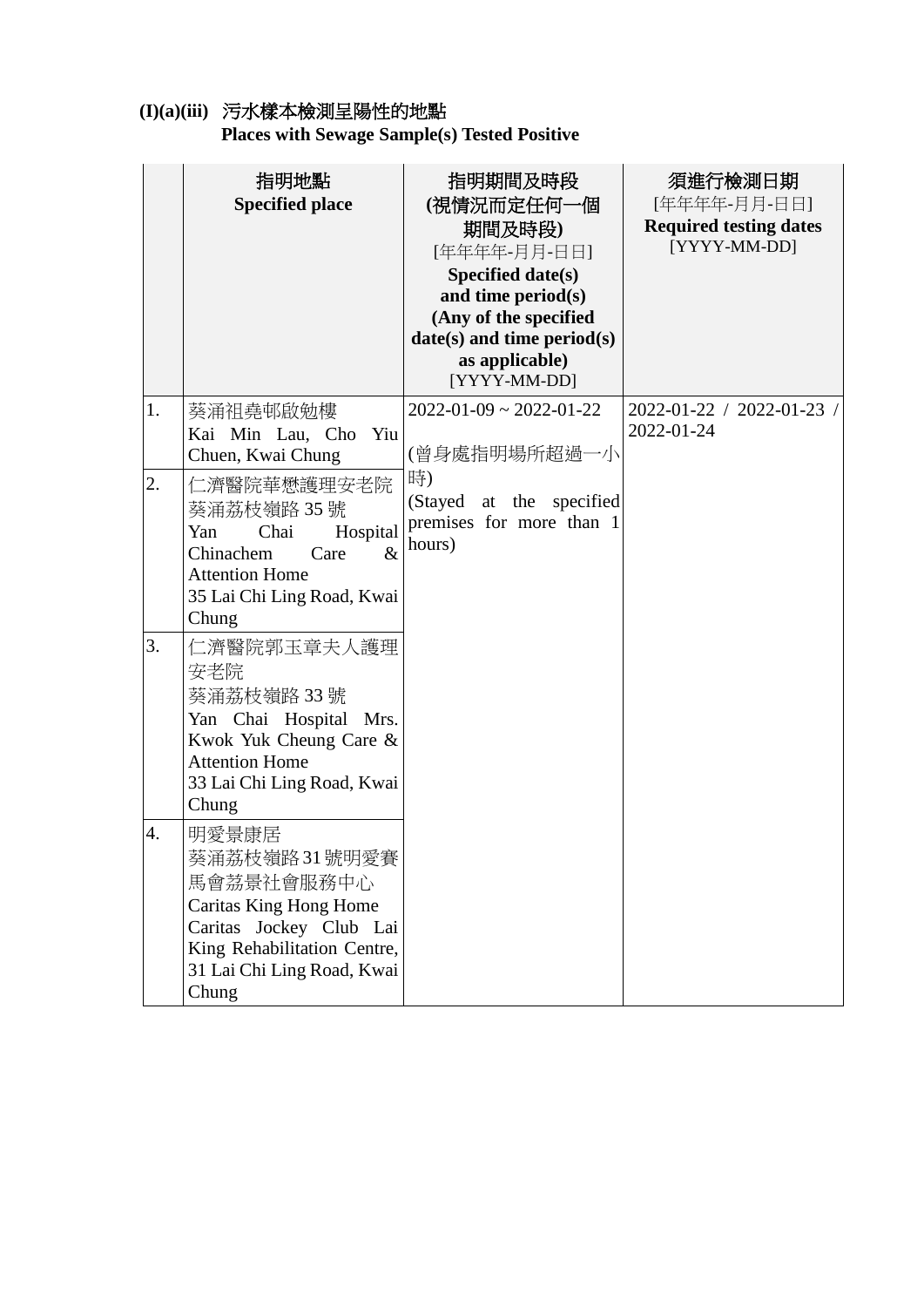**(I)(a)(iii)** 污水樣本檢測呈陽性的地點
**Places with Sewage Sample(s) Tested Positive**

| | 指明地點<br>**Specified place** | 指明期間及時段<br>**(視情況而定任何一個期間及時段)**<br>[年年年年-月月-日日]<br>**Specified date(s) and time period(s) (Any of the specified date(s) and time period(s) as applicable)**<br>[YYYY-MM-DD] | 須進行檢測日期<br>[年年年年-月月-日日]<br>**Required testing dates**<br>[YYYY-MM-DD] |
|---|---|---|---|
| 1. | 葵涌祖堯邨啟勉樓<br>Kai Min Lau, Cho Yiu Chuen, Kwai Chung | 2022-01-09 ~ 2022-01-22<br><br>(曾身處指明場所超過一小時)<br>(Stayed at the specified premises for more than 1 hours) | 2022-01-22 / 2022-01-23 / 2022-01-24 |
| 2. | 仁濟醫院華懋護理安老院<br>葵涌荔枝嶺路 35 號<br>Yan Chai Hospital Chinachem Care & Attention Home<br>35 Lai Chi Ling Road, Kwai Chung | | |
| 3. | 仁濟醫院郭玉章夫人護理安老院<br>葵涌荔枝嶺路 33 號<br>Yan Chai Hospital Mrs. Kwok Yuk Cheung Care & Attention Home<br>33 Lai Chi Ling Road, Kwai Chung | | |
| 4. | 明愛景康居<br>葵涌荔枝嶺路 31 號明愛賽馬會荔景社會服務中心<br>Caritas King Hong Home<br>Caritas Jockey Club Lai King Rehabilitation Centre, 31 Lai Chi Ling Road, Kwai Chung | | |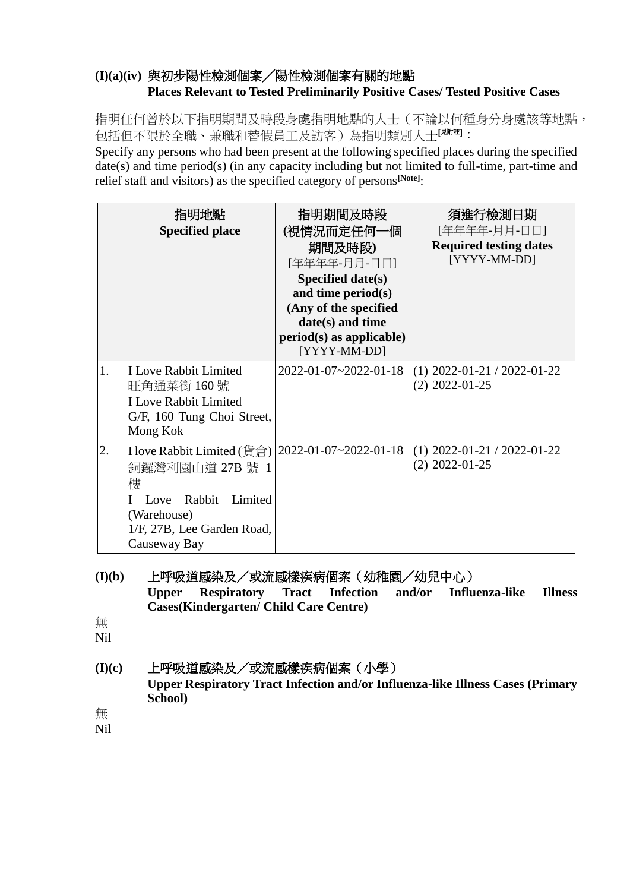**(I)(a)(iv) 與初步陽性檢測個案／陽性檢測個案有關的地點**
**Places Relevant to Tested Preliminarily Positive Cases/ Tested Positive Cases**

指明任何曾於以下指明期間及時段身處指明地點的人士（不論以何種身分身處該等地點，包括但不限於全職、兼職和替假員工及訪客）為指明類別人士[見附註]：
Specify any persons who had been present at the following specified places during the specified date(s) and time period(s) (in any capacity including but not limited to full-time, part-time and relief staff and visitors) as the specified category of persons[Note]:

| | 指明地點 **Specified place** | 指明期間及時段 **(視情況而定任何一個期間及時段)** [年年年年-月月-日日] **Specified date(s) and time period(s) (Any of the specified date(s) and time period(s) as applicable)** [YYYY-MM-DD] | 須進行檢測日期 [年年年年-月月-日日] **Required testing dates** [YYYY-MM-DD] |
|---|---|---|---|
| 1. | I Love Rabbit Limited<br>旺角通菜街 160 號<br>I Love Rabbit Limited<br>G/F, 160 Tung Choi Street, Mong Kok | 2022-01-07~2022-01-18 | (1) 2022-01-21 / 2022-01-22<br>(2) 2022-01-25 |
| 2. | I love Rabbit Limited (貨倉)<br>銅鑼灣利園山道 27B 號 1 樓<br>I Love Rabbit Limited (Warehouse)<br>1/F, 27B, Lee Garden Road, Causeway Bay | 2022-01-07~2022-01-18 | (1) 2022-01-21 / 2022-01-22<br>(2) 2022-01-25 |

**(I)(b) 上呼吸道感染及／或流感樣疾病個案（幼稚園／幼兒中心）**
**Upper Respiratory Tract Infection and/or Influenza-like Illness Cases(Kindergarten/ Child Care Centre)**

無
Nil

**(I)(c) 上呼吸道感染及／或流感樣疾病個案（小學）**
**Upper Respiratory Tract Infection and/or Influenza-like Illness Cases (Primary School)**

無
Nil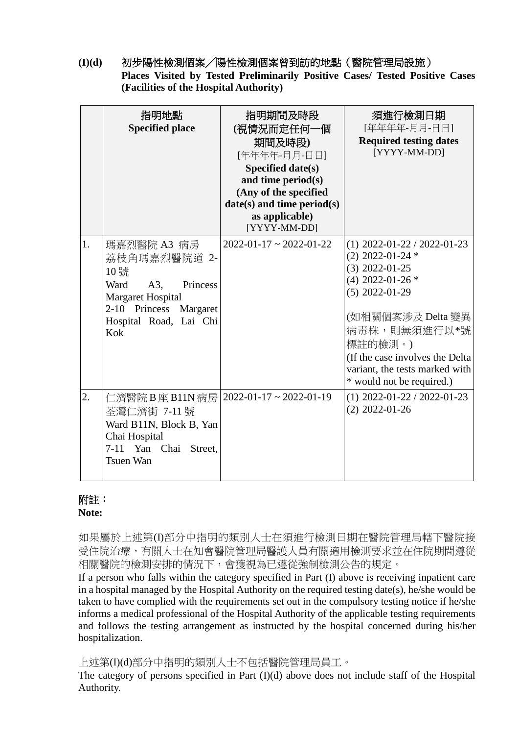### (I)(d) 初步陽性檢測個案／陽性檢測個案曾到訪的地點（醫院管理局設施） Places Visited by Tested Preliminarily Positive Cases/ Tested Positive Cases (Facilities of the Hospital Authority)

| | 指明地點<br>**Specified place** | 指明期間及時段<br>**(視情況而定任何一個期間及時段)**<br>[年年年年-月月-日日]<br>**Specified date(s) and time period(s) (Any of the specified date(s) and time period(s) as applicable)**<br>[YYYY-MM-DD] | 須進行檢測日期<br>[年年年年-月月-日日]<br>**Required testing dates**<br>[YYYY-MM-DD] |
|---|---|---|---|
| 1. | 瑪嘉烈醫院 A3 病房<br>荔枝角瑪嘉烈醫院道 2-10 號<br>Ward A3, Princess Margaret Hospital<br>2-10 Princess Margaret Hospital Road, Lai Chi Kok | 2022-01-17 ~ 2022-01-22 | (1) 2022-01-22 / 2022-01-23<br>(2) 2022-01-24 *<br>(3) 2022-01-25<br>(4) 2022-01-26 *<br>(5) 2022-01-29<br><br>(如相關個案涉及 Delta 變異病毒株，則無須進行以*號標註的檢測。)<br>(If the case involves the Delta variant, the tests marked with * would not be required.) |
| 2. | 仁濟醫院 B 座 B11N 病房<br>荃灣仁濟街 7-11 號<br>Ward B11N, Block B, Yan Chai Hospital<br>7-11 Yan Chai Street, Tsuen Wan | 2022-01-17 ~ 2022-01-19 | (1) 2022-01-22 / 2022-01-23<br>(2) 2022-01-26 |

**附註：**
**Note:**

如果屬於上述第(I)部分中指明的類別人士在須進行檢測日期在醫院管理局轄下醫院接受住院治療，有關人士在知會醫院管理局醫護人員有關適用檢測要求並在住院期間遵從相關醫院的檢測安排的情況下，會獲視為已遵從強制檢測公告的規定。
If a person who falls within the category specified in Part (I) above is receiving inpatient care in a hospital managed by the Hospital Authority on the required testing date(s), he/she would be taken to have complied with the requirements set out in the compulsory testing notice if he/she informs a medical professional of the Hospital Authority of the applicable testing requirements and follows the testing arrangement as instructed by the hospital concerned during his/her hospitalization.

上述第(I)(d)部分中指明的類別人士不包括醫院管理局員工。
The category of persons specified in Part (I)(d) above does not include staff of the Hospital Authority.